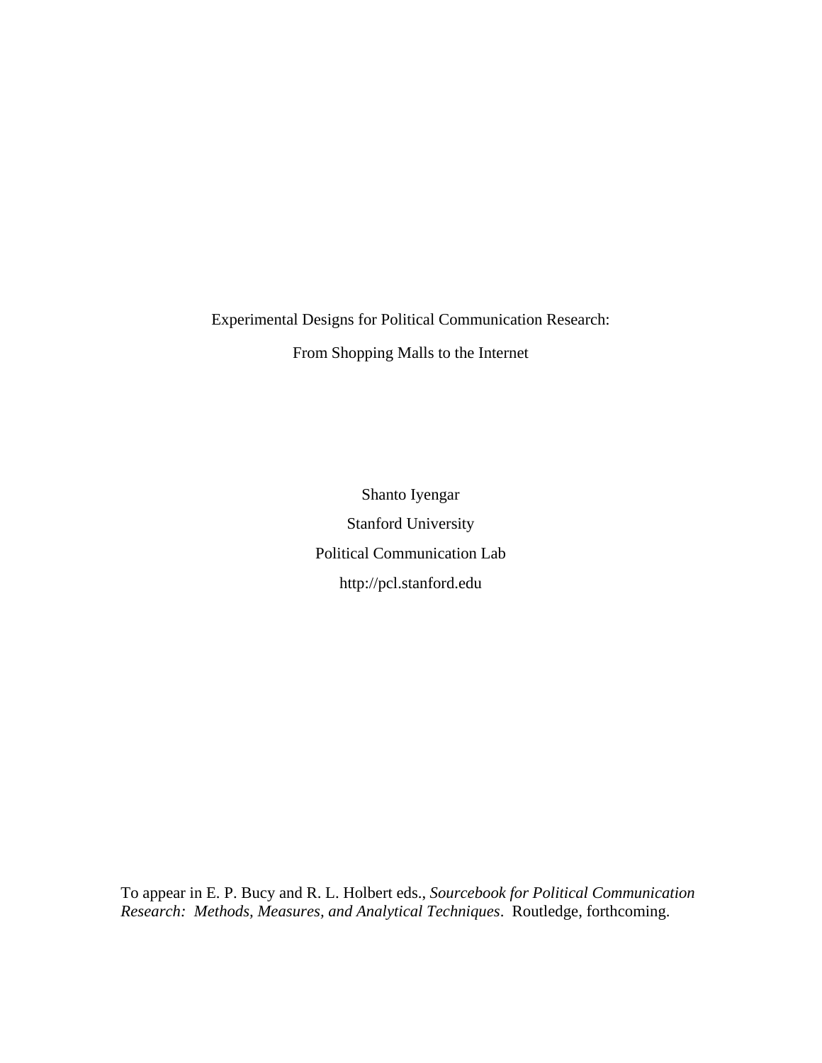# Experimental Designs for Political Communication Research:

## From Shopping Malls to the Internet

Shanto Iyengar

Stanford University

Political Communication Lab

http://pcl.stanford.edu

To appear in E. P. Bucy and R. L. Holbert eds., *Sourcebook for Political Communication Research: Methods, Measures, and Analytical Techniques*. Routledge, forthcoming.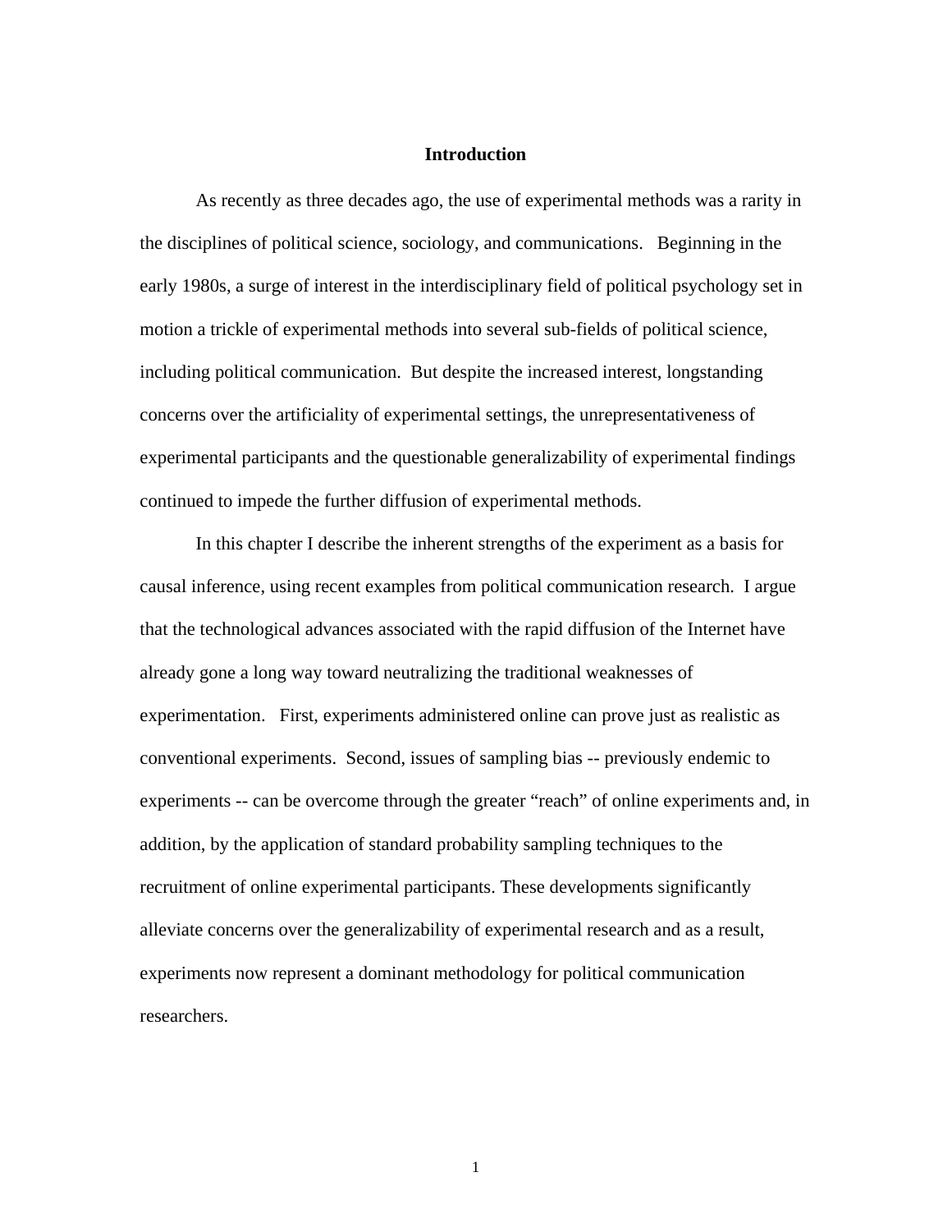# Introduction

As recently as three decades ago, the use of experimental methods was a rarity in the disciplines of political science, sociology, and communications. Beginning in the early 1980s, a surge of interest in the interdisciplinary field of political psychology set in motion a trickle of experimental methods into several sub-fields of political science, including political communication. But despite the increased interest, longstanding concerns over the artificiality of experimental settings, the unrepresentativeness of experimental participants and the questionable generalizability of experimental findings continued to impede the further diffusion of experimental methods.

In this chapter I describe the inherent strengths of the experiment as a basis for causal inference, using recent examples from political communication research. I argue that the technological advances associated with the rapid diffusion of the Internet have already gone a long way toward neutralizing the traditional weaknesses of experimentation. First, experiments administered online can prove just as realistic as conventional experiments. Second, issues of sampling bias -- previously endemic to experiments -- can be overcome through the greater "reach" of online experiments and, in addition, by the application of standard probability sampling techniques to the recruitment of online experimental participants. These developments significantly alleviate concerns over the generalizability of experimental research and as a result, experiments now represent a dominant methodology for political communication researchers.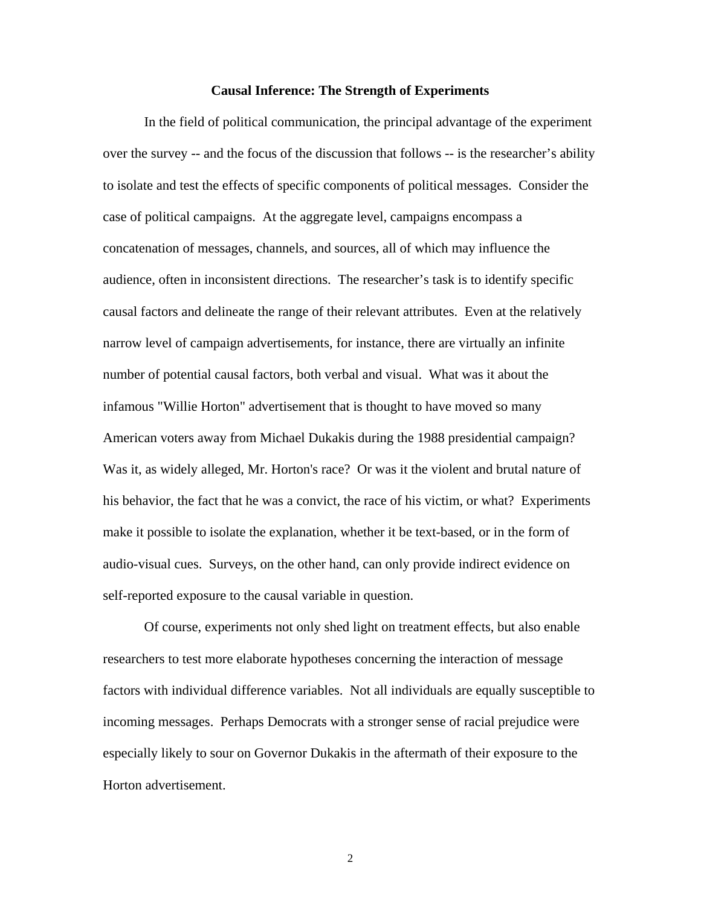## Causal Inference: The Strength of Experiments

In the field of political communication, the principal advantage of the experiment over the survey -- and the focus of the discussion that follows -- is the researcher's ability to isolate and test the effects of specific components of political messages. Consider the case of political campaigns. At the aggregate level, campaigns encompass a concatenation of messages, channels, and sources, all of which may influence the audience, often in inconsistent directions. The researcher's task is to identify specific causal factors and delineate the range of their relevant attributes. Even at the relatively narrow level of campaign advertisements, for instance, there are virtually an infinite number of potential causal factors, both verbal and visual. What was it about the infamous "Willie Horton" advertisement that is thought to have moved so many American voters away from Michael Dukakis during the 1988 presidential campaign? Was it, as widely alleged, Mr. Horton's race? Or was it the violent and brutal nature of his behavior, the fact that he was a convict, the race of his victim, or what? Experiments make it possible to isolate the explanation, whether it be text-based, or in the form of audio-visual cues. Surveys, on the other hand, can only provide indirect evidence on self-reported exposure to the causal variable in question.

Of course, experiments not only shed light on treatment effects, but also enable researchers to test more elaborate hypotheses concerning the interaction of message factors with individual difference variables. Not all individuals are equally susceptible to incoming messages. Perhaps Democrats with a stronger sense of racial prejudice were especially likely to sour on Governor Dukakis in the aftermath of their exposure to the Horton advertisement.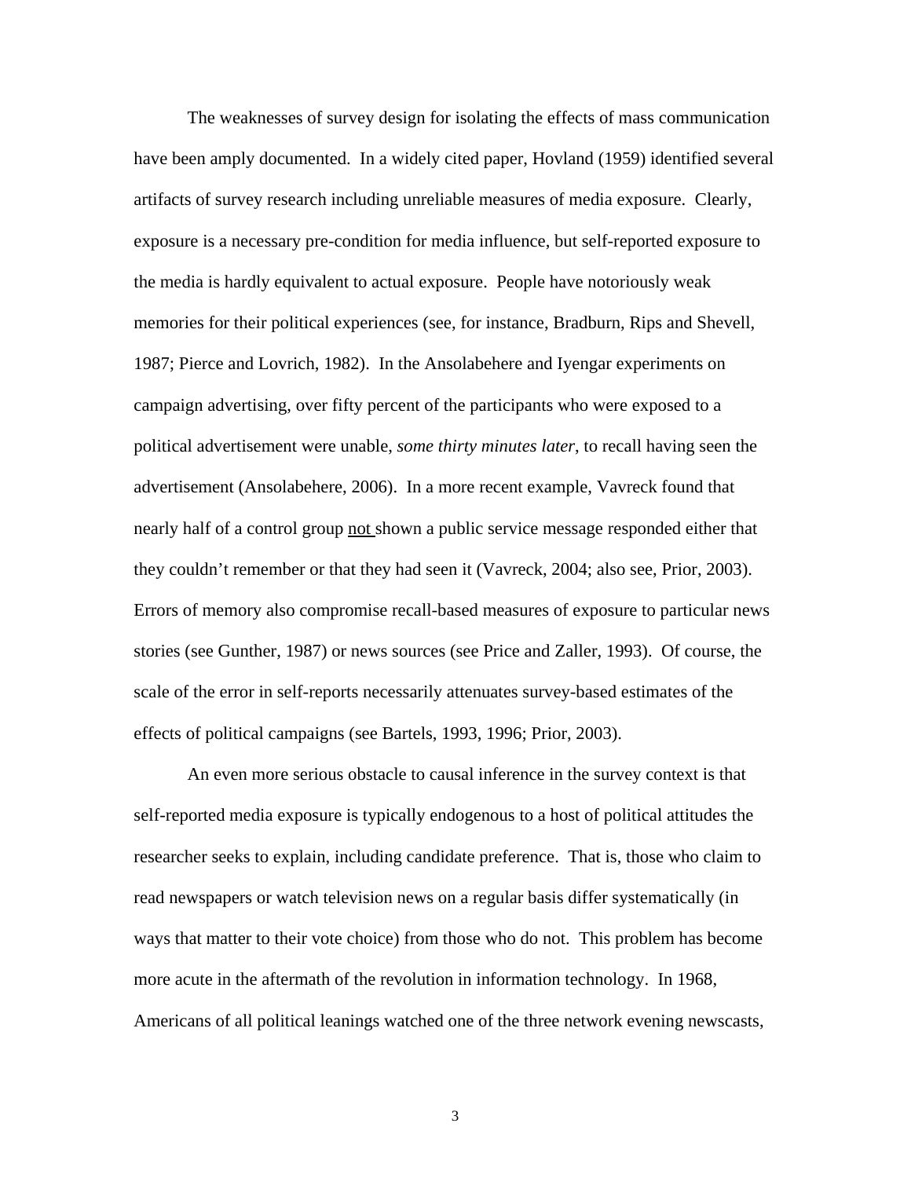The weaknesses of survey design for isolating the effects of mass communication have been amply documented. In a widely cited paper, Hovland (1959) identified several artifacts of survey research including unreliable measures of media exposure. Clearly, exposure is a necessary pre-condition for media influence, but self-reported exposure to the media is hardly equivalent to actual exposure. People have notoriously weak memories for their political experiences (see, for instance, Bradburn, Rips and Shevell, 1987; Pierce and Lovrich, 1982). In the Ansolabehere and Iyengar experiments on campaign advertising, over fifty percent of the participants who were exposed to a political advertisement were unable, *some thirty minutes later*, to recall having seen the advertisement (Ansolabehere, 2006). In a more recent example, Vavreck found that nearly half of a control group <u>not</u> shown a public service message responded either that they couldn't remember or that they had seen it (Vavreck, 2004; also see, Prior, 2003). Errors of memory also compromise recall-based measures of exposure to particular news stories (see Gunther, 1987) or news sources (see Price and Zaller, 1993). Of course, the scale of the error in self-reports necessarily attenuates survey-based estimates of the effects of political campaigns (see Bartels, 1993, 1996; Prior, 2003).

An even more serious obstacle to causal inference in the survey context is that self-reported media exposure is typically endogenous to a host of political attitudes the researcher seeks to explain, including candidate preference. That is, those who claim to read newspapers or watch television news on a regular basis differ systematically (in ways that matter to their vote choice) from those who do not. This problem has become more acute in the aftermath of the revolution in information technology. In 1968, Americans of all political leanings watched one of the three network evening newscasts,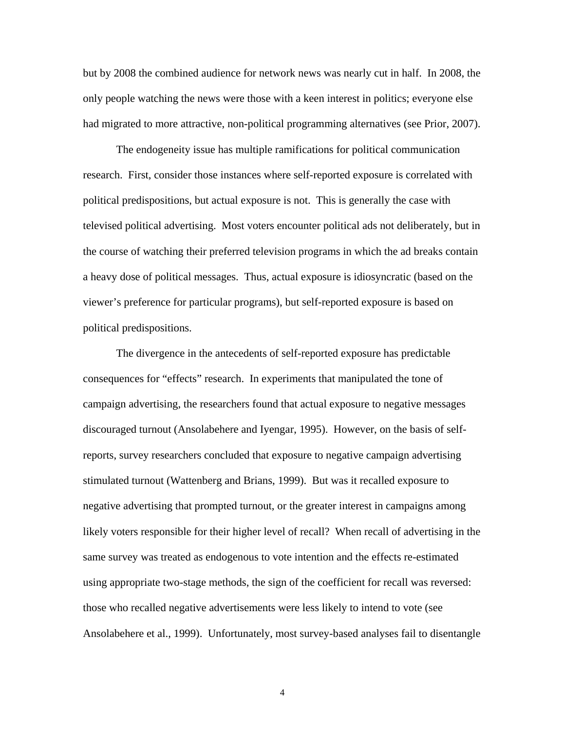but by 2008 the combined audience for network news was nearly cut in half. In 2008, the only people watching the news were those with a keen interest in politics; everyone else had migrated to more attractive, non-political programming alternatives (see Prior, 2007).

The endogeneity issue has multiple ramifications for political communication research. First, consider those instances where self-reported exposure is correlated with political predispositions, but actual exposure is not. This is generally the case with televised political advertising. Most voters encounter political ads not deliberately, but in the course of watching their preferred television programs in which the ad breaks contain a heavy dose of political messages. Thus, actual exposure is idiosyncratic (based on the viewer's preference for particular programs), but self-reported exposure is based on political predispositions.

The divergence in the antecedents of self-reported exposure has predictable consequences for "effects" research. In experiments that manipulated the tone of campaign advertising, the researchers found that actual exposure to negative messages discouraged turnout (Ansolabehere and Iyengar, 1995). However, on the basis of self-reports, survey researchers concluded that exposure to negative campaign advertising stimulated turnout (Wattenberg and Brians, 1999). But was it recalled exposure to negative advertising that prompted turnout, or the greater interest in campaigns among likely voters responsible for their higher level of recall? When recall of advertising in the same survey was treated as endogenous to vote intention and the effects re-estimated using appropriate two-stage methods, the sign of the coefficient for recall was reversed: those who recalled negative advertisements were less likely to intend to vote (see Ansolabehere et al., 1999). Unfortunately, most survey-based analyses fail to disentangle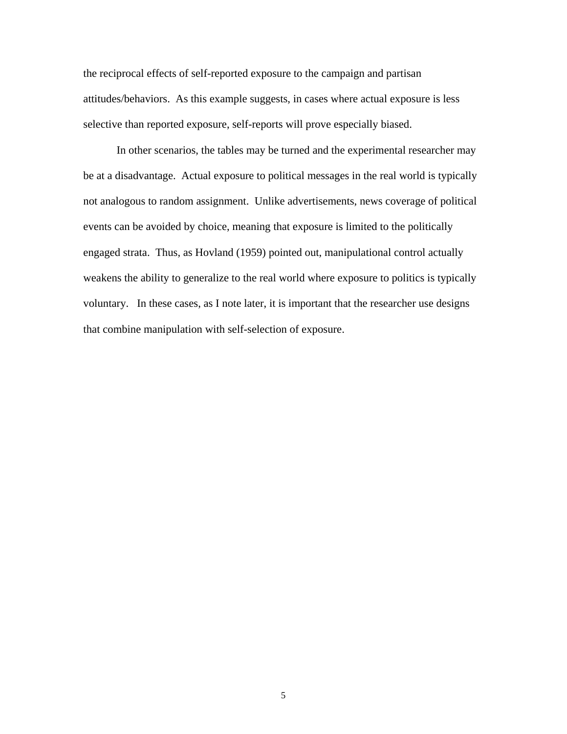the reciprocal effects of self-reported exposure to the campaign and partisan attitudes/behaviors. As this example suggests, in cases where actual exposure is less selective than reported exposure, self-reports will prove especially biased.

In other scenarios, the tables may be turned and the experimental researcher may be at a disadvantage. Actual exposure to political messages in the real world is typically not analogous to random assignment. Unlike advertisements, news coverage of political events can be avoided by choice, meaning that exposure is limited to the politically engaged strata. Thus, as Hovland (1959) pointed out, manipulational control actually weakens the ability to generalize to the real world where exposure to politics is typically voluntary. In these cases, as I note later, it is important that the researcher use designs that combine manipulation with self-selection of exposure.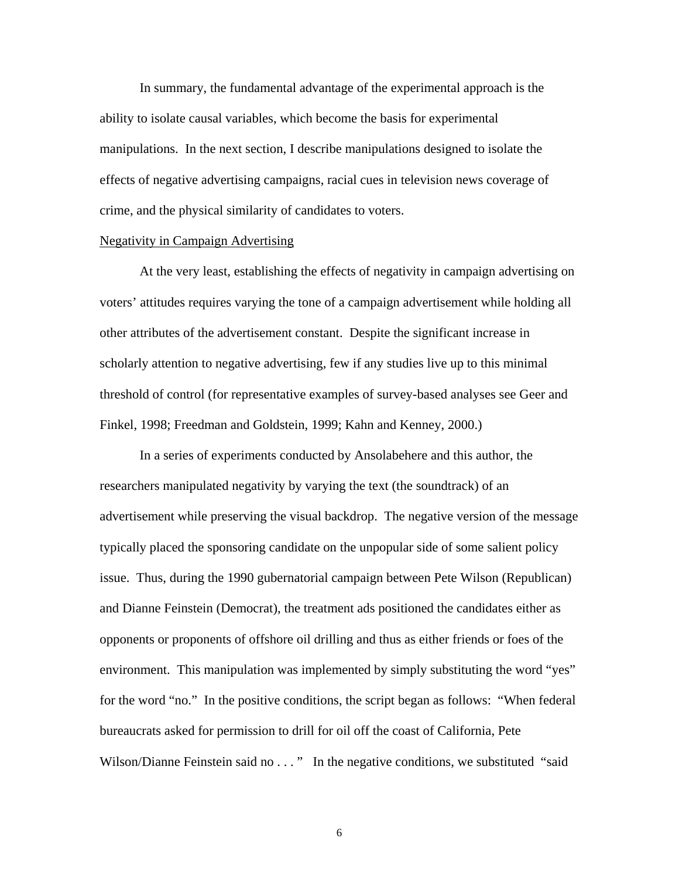In summary, the fundamental advantage of the experimental approach is the ability to isolate causal variables, which become the basis for experimental manipulations. In the next section, I describe manipulations designed to isolate the effects of negative advertising campaigns, racial cues in television news coverage of crime, and the physical similarity of candidates to voters.

<u>Negativity in Campaign Advertising</u>

At the very least, establishing the effects of negativity in campaign advertising on voters' attitudes requires varying the tone of a campaign advertisement while holding all other attributes of the advertisement constant. Despite the significant increase in scholarly attention to negative advertising, few if any studies live up to this minimal threshold of control (for representative examples of survey-based analyses see Geer and Finkel, 1998; Freedman and Goldstein, 1999; Kahn and Kenney, 2000.)

In a series of experiments conducted by Ansolabehere and this author, the researchers manipulated negativity by varying the text (the soundtrack) of an advertisement while preserving the visual backdrop. The negative version of the message typically placed the sponsoring candidate on the unpopular side of some salient policy issue. Thus, during the 1990 gubernatorial campaign between Pete Wilson (Republican) and Dianne Feinstein (Democrat), the treatment ads positioned the candidates either as opponents or proponents of offshore oil drilling and thus as either friends or foes of the environment. This manipulation was implemented by simply substituting the word "yes" for the word "no." In the positive conditions, the script began as follows: "When federal bureaucrats asked for permission to drill for oil off the coast of California, Pete Wilson/Dianne Feinstein said no . . . " In the negative conditions, we substituted "said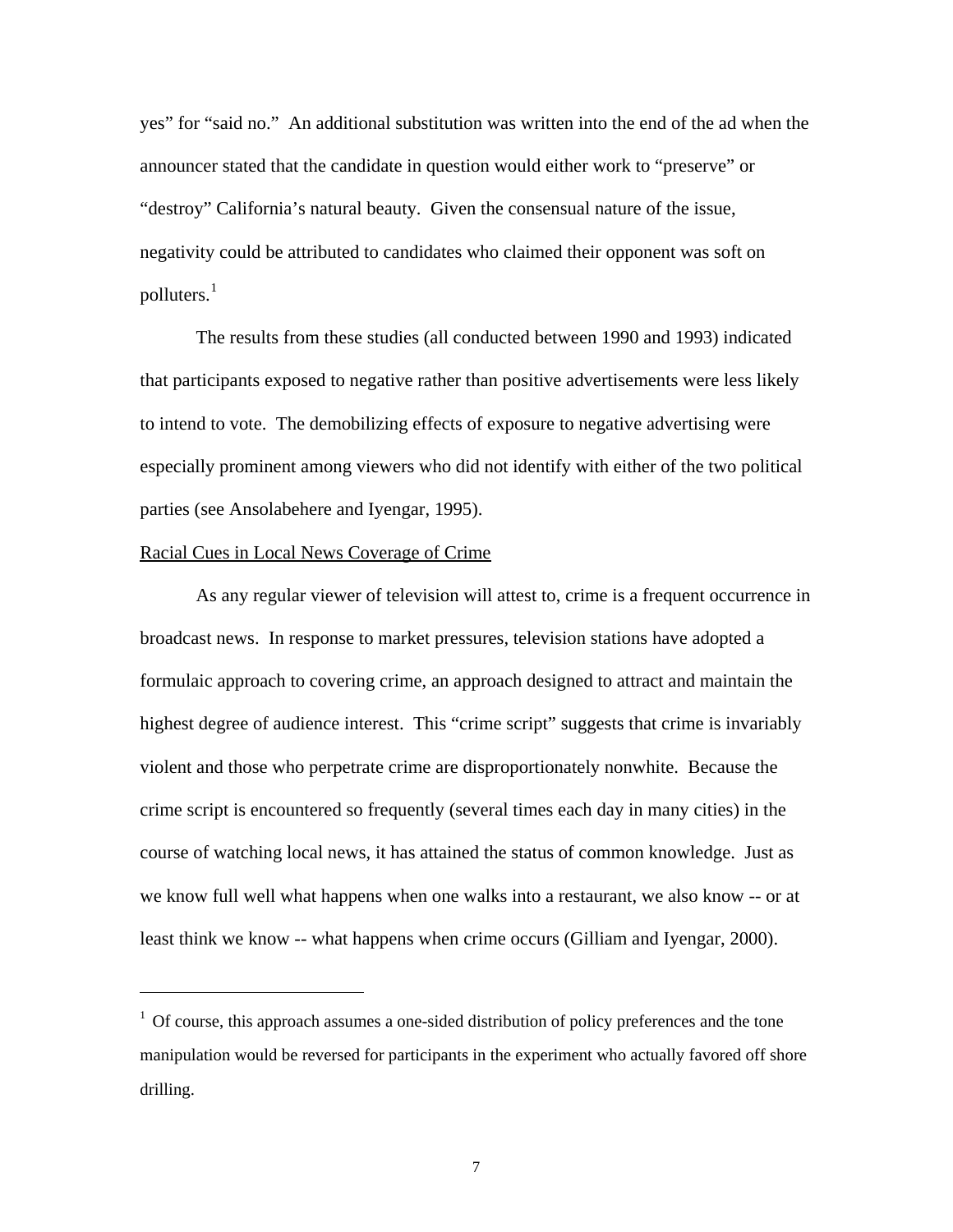yes" for "said no." An additional substitution was written into the end of the ad when the announcer stated that the candidate in question would either work to "preserve" or "destroy" California's natural beauty. Given the consensual nature of the issue, negativity could be attributed to candidates who claimed their opponent was soft on polluters.[1]

The results from these studies (all conducted between 1990 and 1993) indicated that participants exposed to negative rather than positive advertisements were less likely to intend to vote. The demobilizing effects of exposure to negative advertising were especially prominent among viewers who did not identify with either of the two political parties (see Ansolabehere and Iyengar, 1995).

Racial Cues in Local News Coverage of Crime

As any regular viewer of television will attest to, crime is a frequent occurrence in broadcast news. In response to market pressures, television stations have adopted a formulaic approach to covering crime, an approach designed to attract and maintain the highest degree of audience interest. This "crime script" suggests that crime is invariably violent and those who perpetrate crime are disproportionately nonwhite. Because the crime script is encountered so frequently (several times each day in many cities) in the course of watching local news, it has attained the status of common knowledge. Just as we know full well what happens when one walks into a restaurant, we also know -- or at least think we know -- what happens when crime occurs (Gilliam and Iyengar, 2000).

[1] Of course, this approach assumes a one-sided distribution of policy preferences and the tone manipulation would be reversed for participants in the experiment who actually favored off shore drilling.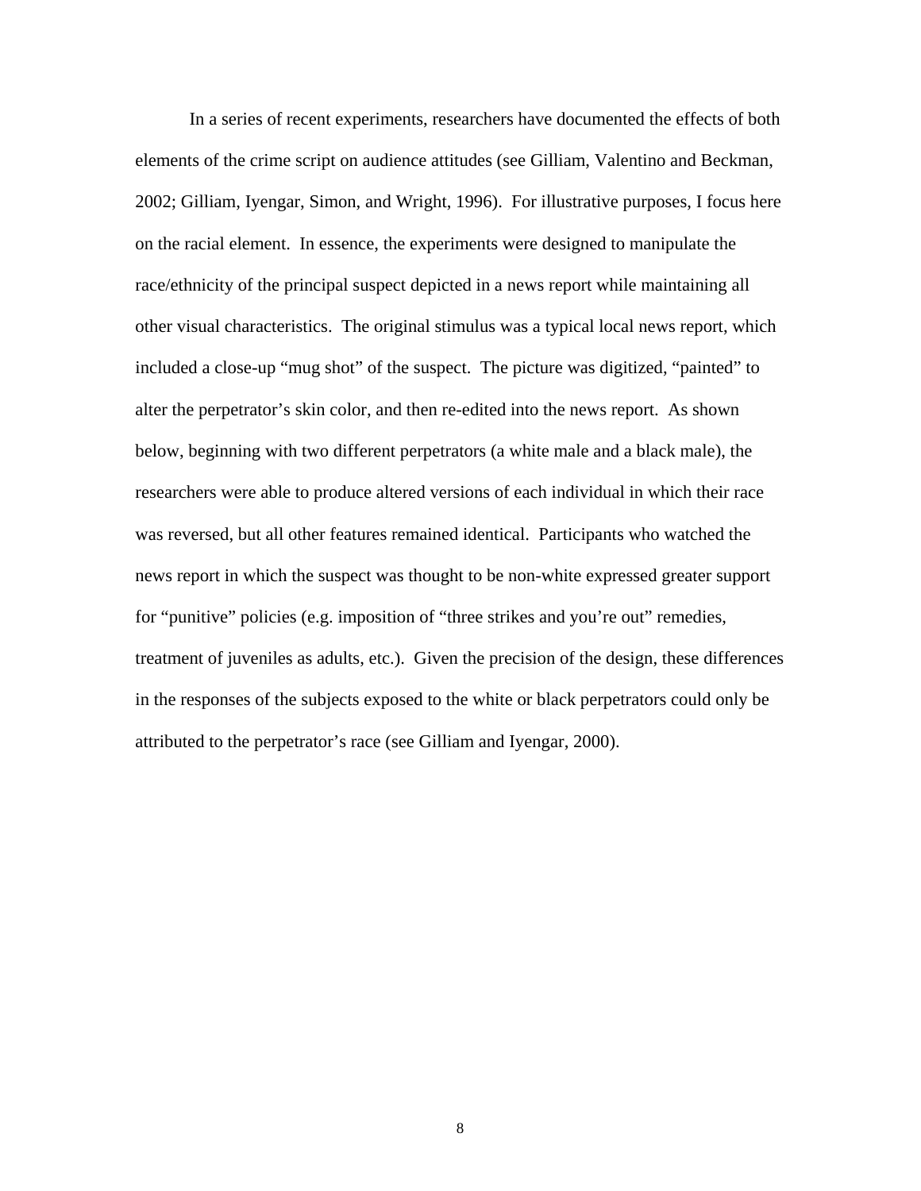In a series of recent experiments, researchers have documented the effects of both elements of the crime script on audience attitudes (see Gilliam, Valentino and Beckman, 2002; Gilliam, Iyengar, Simon, and Wright, 1996). For illustrative purposes, I focus here on the racial element. In essence, the experiments were designed to manipulate the race/ethnicity of the principal suspect depicted in a news report while maintaining all other visual characteristics. The original stimulus was a typical local news report, which included a close-up "mug shot" of the suspect. The picture was digitized, "painted" to alter the perpetrator's skin color, and then re-edited into the news report. As shown below, beginning with two different perpetrators (a white male and a black male), the researchers were able to produce altered versions of each individual in which their race was reversed, but all other features remained identical. Participants who watched the news report in which the suspect was thought to be non-white expressed greater support for "punitive" policies (e.g. imposition of "three strikes and you're out" remedies, treatment of juveniles as adults, etc.). Given the precision of the design, these differences in the responses of the subjects exposed to the white or black perpetrators could only be attributed to the perpetrator's race (see Gilliam and Iyengar, 2000).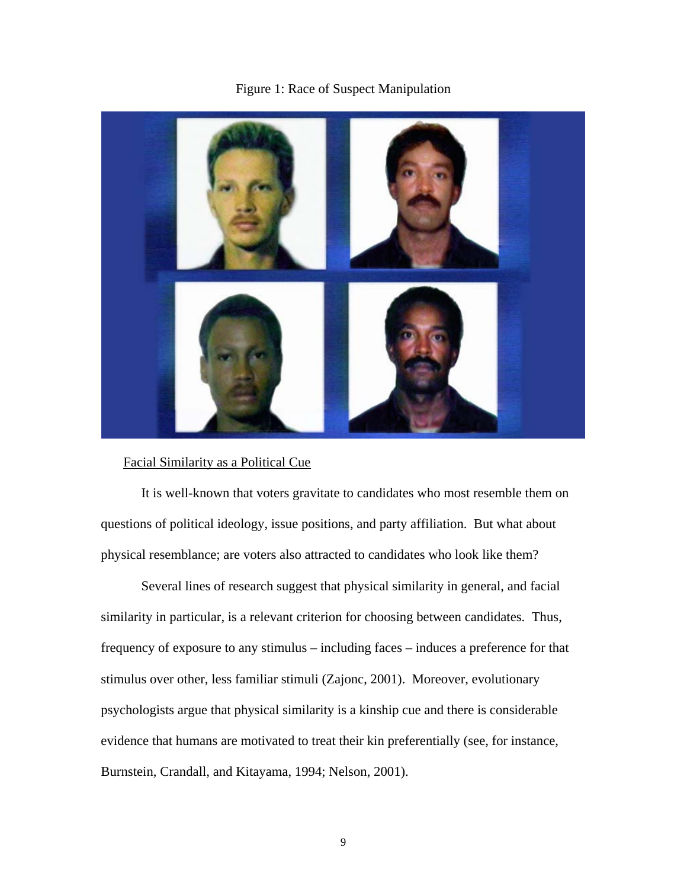Figure 1: Race of Suspect Manipulation

Facial Similarity as a Political Cue

It is well-known that voters gravitate to candidates who most resemble them on questions of political ideology, issue positions, and party affiliation. But what about physical resemblance; are voters also attracted to candidates who look like them?

Several lines of research suggest that physical similarity in general, and facial similarity in particular, is a relevant criterion for choosing between candidates. Thus, frequency of exposure to any stimulus – including faces – induces a preference for that stimulus over other, less familiar stimuli (Zajonc, 2001). Moreover, evolutionary psychologists argue that physical similarity is a kinship cue and there is considerable evidence that humans are motivated to treat their kin preferentially (see, for instance, Burnstein, Crandall, and Kitayama, 1994; Nelson, 2001).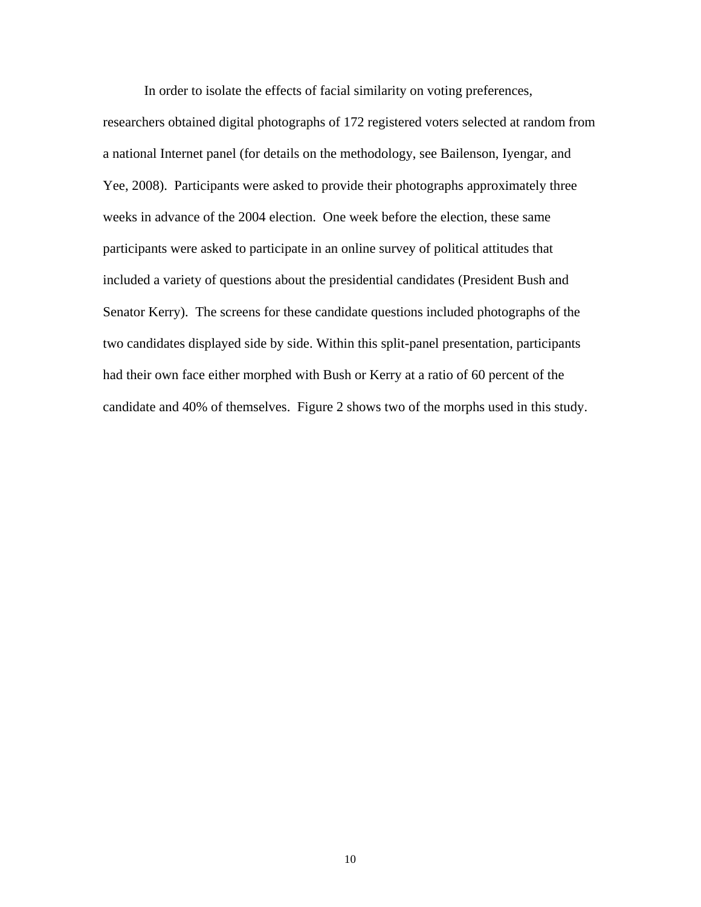In order to isolate the effects of facial similarity on voting preferences, researchers obtained digital photographs of 172 registered voters selected at random from a national Internet panel (for details on the methodology, see Bailenson, Iyengar, and Yee, 2008). Participants were asked to provide their photographs approximately three weeks in advance of the 2004 election. One week before the election, these same participants were asked to participate in an online survey of political attitudes that included a variety of questions about the presidential candidates (President Bush and Senator Kerry). The screens for these candidate questions included photographs of the two candidates displayed side by side. Within this split-panel presentation, participants had their own face either morphed with Bush or Kerry at a ratio of 60 percent of the candidate and 40% of themselves. Figure 2 shows two of the morphs used in this study.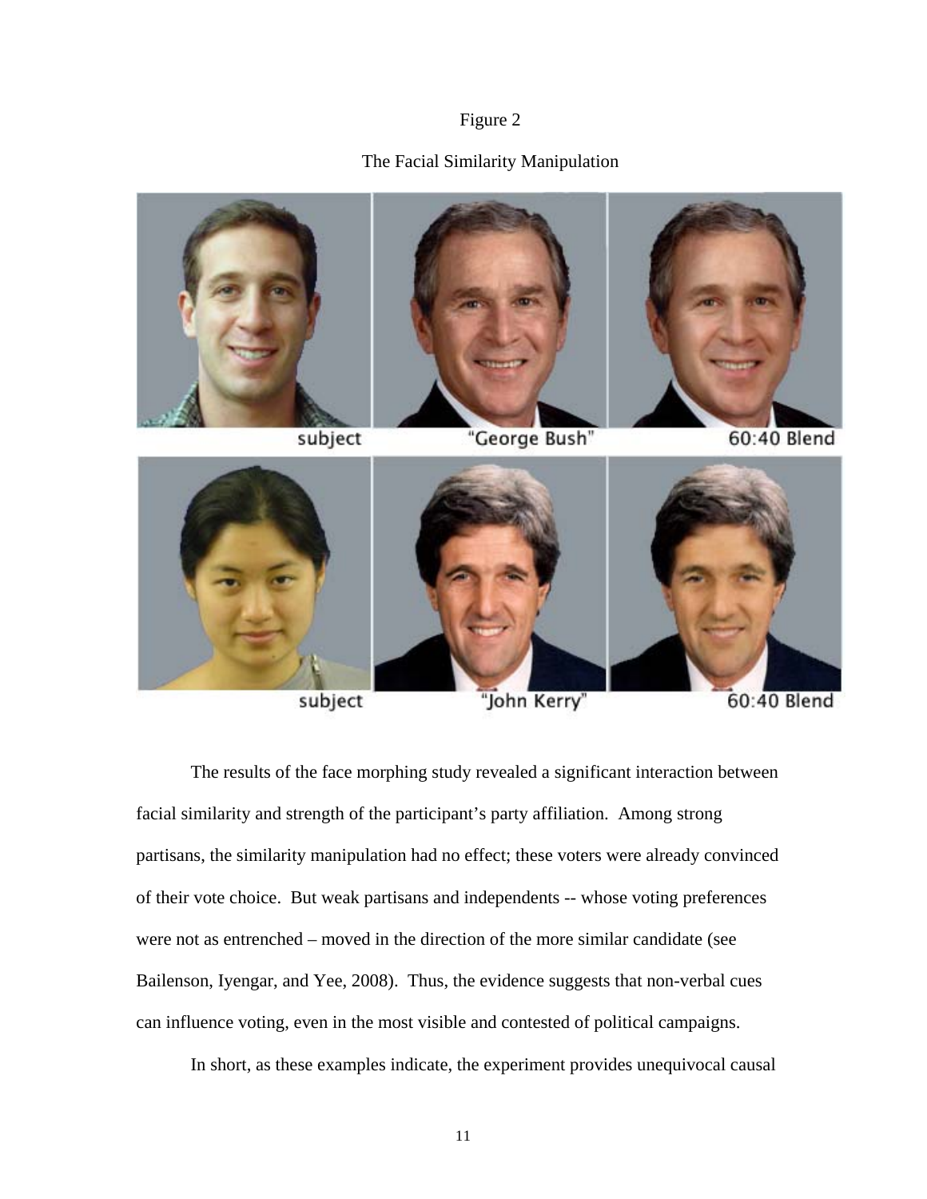Figure 2

The Facial Similarity Manipulation

subject

"George Bush"

60:40 Blend

subject

"John Kerry"

60:40 Blend

The results of the face morphing study revealed a significant interaction between facial similarity and strength of the participant's party affiliation. Among strong partisans, the similarity manipulation had no effect; these voters were already convinced of their vote choice. But weak partisans and independents -- whose voting preferences were not as entrenched – moved in the direction of the more similar candidate (see Bailenson, Iyengar, and Yee, 2008). Thus, the evidence suggests that non-verbal cues can influence voting, even in the most visible and contested of political campaigns.

In short, as these examples indicate, the experiment provides unequivocal causal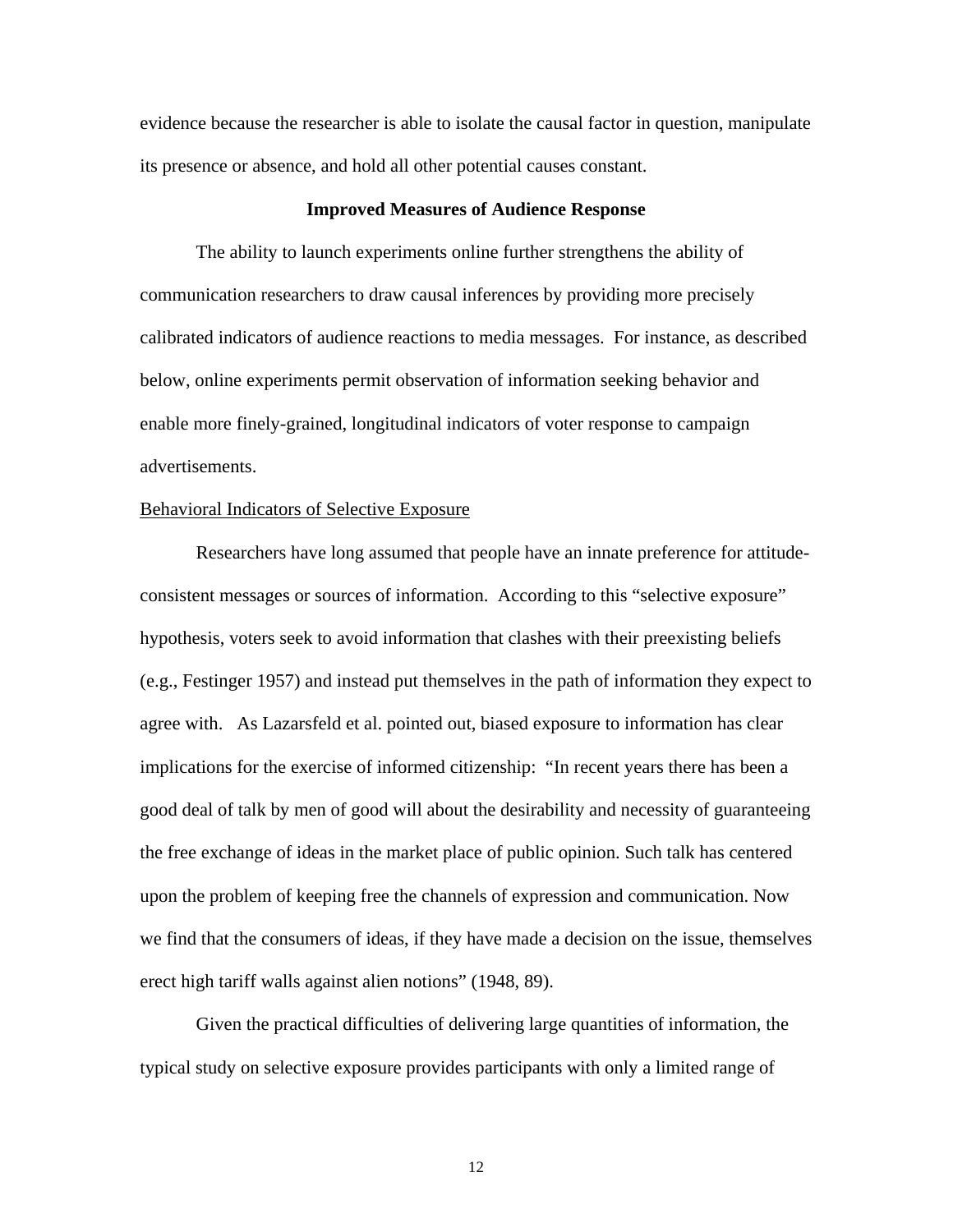evidence because the researcher is able to isolate the causal factor in question, manipulate its presence or absence, and hold all other potential causes constant.

## Improved Measures of Audience Response

The ability to launch experiments online further strengthens the ability of communication researchers to draw causal inferences by providing more precisely calibrated indicators of audience reactions to media messages. For instance, as described below, online experiments permit observation of information seeking behavior and enable more finely-grained, longitudinal indicators of voter response to campaign advertisements.

### Behavioral Indicators of Selective Exposure

Researchers have long assumed that people have an innate preference for attitude-consistent messages or sources of information. According to this "selective exposure" hypothesis, voters seek to avoid information that clashes with their preexisting beliefs (e.g., Festinger 1957) and instead put themselves in the path of information they expect to agree with. As Lazarsfeld et al. pointed out, biased exposure to information has clear implications for the exercise of informed citizenship: "In recent years there has been a good deal of talk by men of good will about the desirability and necessity of guaranteeing the free exchange of ideas in the market place of public opinion. Such talk has centered upon the problem of keeping free the channels of expression and communication. Now we find that the consumers of ideas, if they have made a decision on the issue, themselves erect high tariff walls against alien notions" (1948, 89).

Given the practical difficulties of delivering large quantities of information, the typical study on selective exposure provides participants with only a limited range of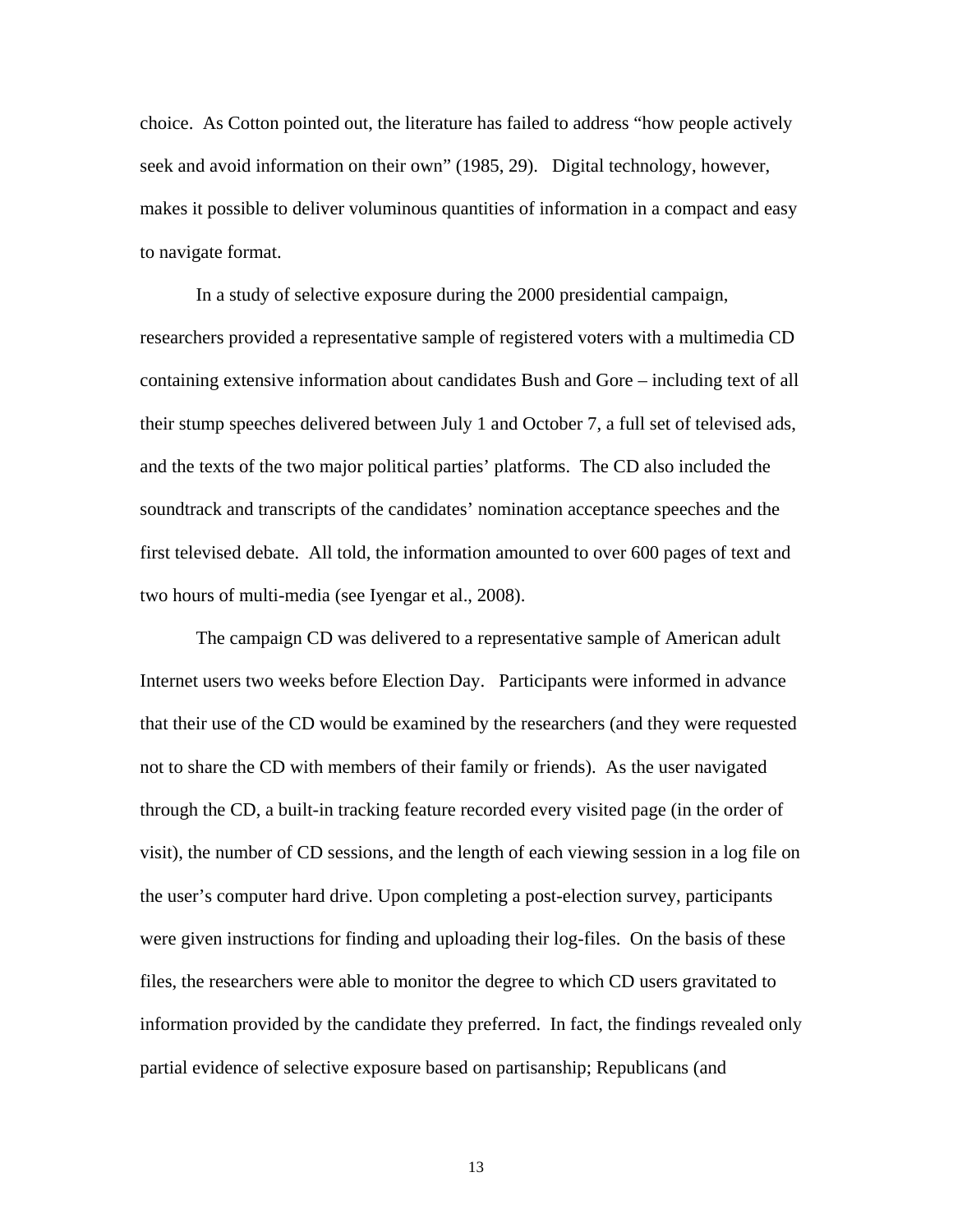choice. As Cotton pointed out, the literature has failed to address "how people actively seek and avoid information on their own" (1985, 29). Digital technology, however, makes it possible to deliver voluminous quantities of information in a compact and easy to navigate format.

In a study of selective exposure during the 2000 presidential campaign, researchers provided a representative sample of registered voters with a multimedia CD containing extensive information about candidates Bush and Gore – including text of all their stump speeches delivered between July 1 and October 7, a full set of televised ads, and the texts of the two major political parties' platforms. The CD also included the soundtrack and transcripts of the candidates' nomination acceptance speeches and the first televised debate. All told, the information amounted to over 600 pages of text and two hours of multi-media (see Iyengar et al., 2008).

The campaign CD was delivered to a representative sample of American adult Internet users two weeks before Election Day. Participants were informed in advance that their use of the CD would be examined by the researchers (and they were requested not to share the CD with members of their family or friends). As the user navigated through the CD, a built-in tracking feature recorded every visited page (in the order of visit), the number of CD sessions, and the length of each viewing session in a log file on the user's computer hard drive. Upon completing a post-election survey, participants were given instructions for finding and uploading their log-files. On the basis of these files, the researchers were able to monitor the degree to which CD users gravitated to information provided by the candidate they preferred. In fact, the findings revealed only partial evidence of selective exposure based on partisanship; Republicans (and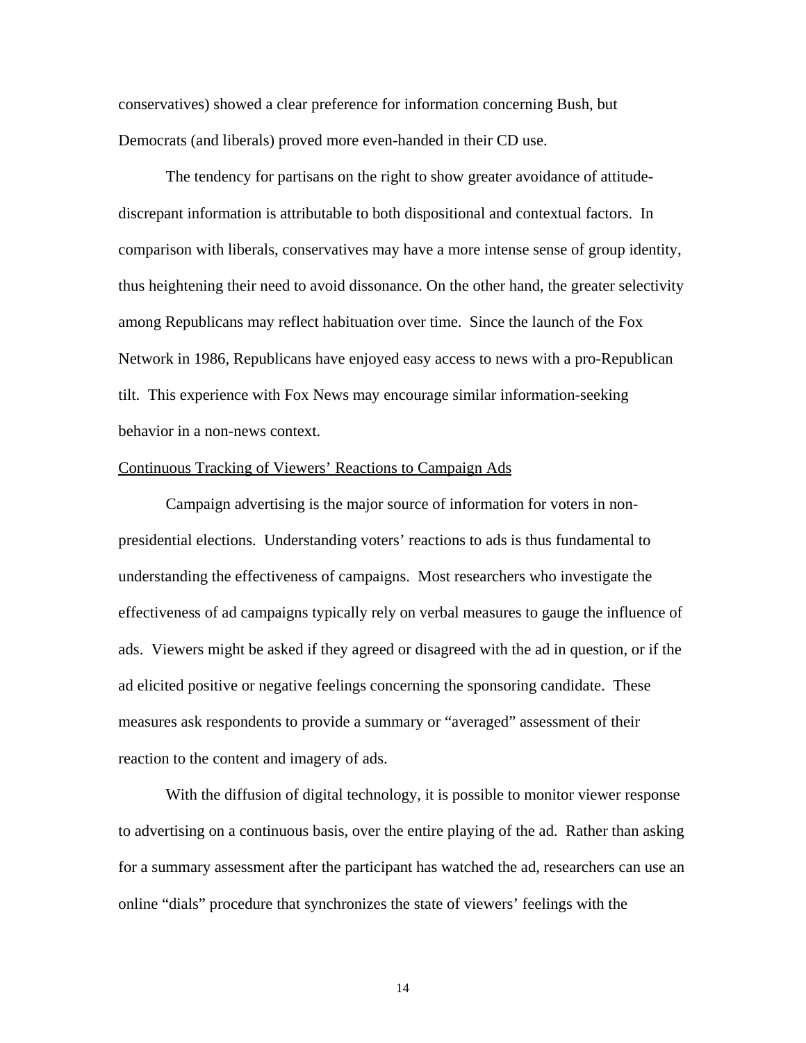conservatives) showed a clear preference for information concerning Bush, but Democrats (and liberals) proved more even-handed in their CD use.

The tendency for partisans on the right to show greater avoidance of attitude-discrepant information is attributable to both dispositional and contextual factors. In comparison with liberals, conservatives may have a more intense sense of group identity, thus heightening their need to avoid dissonance. On the other hand, the greater selectivity among Republicans may reflect habituation over time. Since the launch of the Fox Network in 1986, Republicans have enjoyed easy access to news with a pro-Republican tilt. This experience with Fox News may encourage similar information-seeking behavior in a non-news context.

Continuous Tracking of Viewers' Reactions to Campaign Ads

Campaign advertising is the major source of information for voters in non-presidential elections. Understanding voters' reactions to ads is thus fundamental to understanding the effectiveness of campaigns. Most researchers who investigate the effectiveness of ad campaigns typically rely on verbal measures to gauge the influence of ads. Viewers might be asked if they agreed or disagreed with the ad in question, or if the ad elicited positive or negative feelings concerning the sponsoring candidate. These measures ask respondents to provide a summary or "averaged" assessment of their reaction to the content and imagery of ads.

With the diffusion of digital technology, it is possible to monitor viewer response to advertising on a continuous basis, over the entire playing of the ad. Rather than asking for a summary assessment after the participant has watched the ad, researchers can use an online "dials" procedure that synchronizes the state of viewers' feelings with the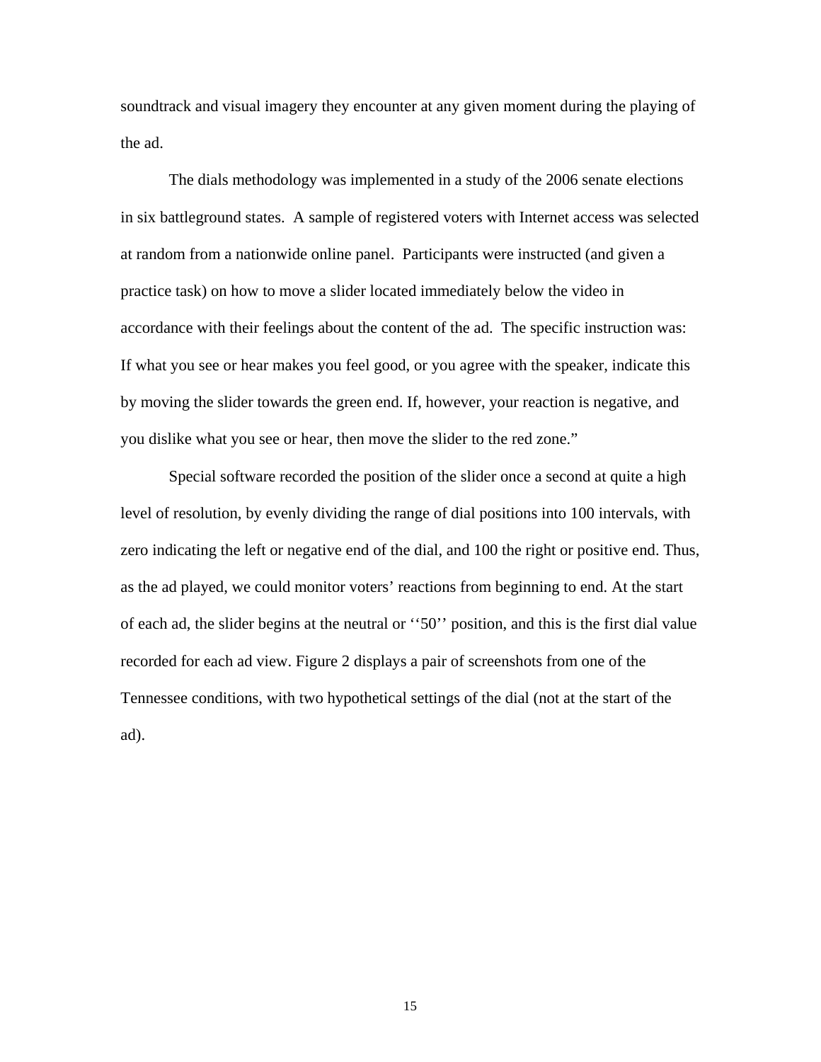soundtrack and visual imagery they encounter at any given moment during the playing of the ad.

The dials methodology was implemented in a study of the 2006 senate elections in six battleground states. A sample of registered voters with Internet access was selected at random from a nationwide online panel. Participants were instructed (and given a practice task) on how to move a slider located immediately below the video in accordance with their feelings about the content of the ad. The specific instruction was: If what you see or hear makes you feel good, or you agree with the speaker, indicate this by moving the slider towards the green end. If, however, your reaction is negative, and you dislike what you see or hear, then move the slider to the red zone."

Special software recorded the position of the slider once a second at quite a high level of resolution, by evenly dividing the range of dial positions into 100 intervals, with zero indicating the left or negative end of the dial, and 100 the right or positive end. Thus, as the ad played, we could monitor voters' reactions from beginning to end. At the start of each ad, the slider begins at the neutral or ''50'' position, and this is the first dial value recorded for each ad view. Figure 2 displays a pair of screenshots from one of the Tennessee conditions, with two hypothetical settings of the dial (not at the start of the ad).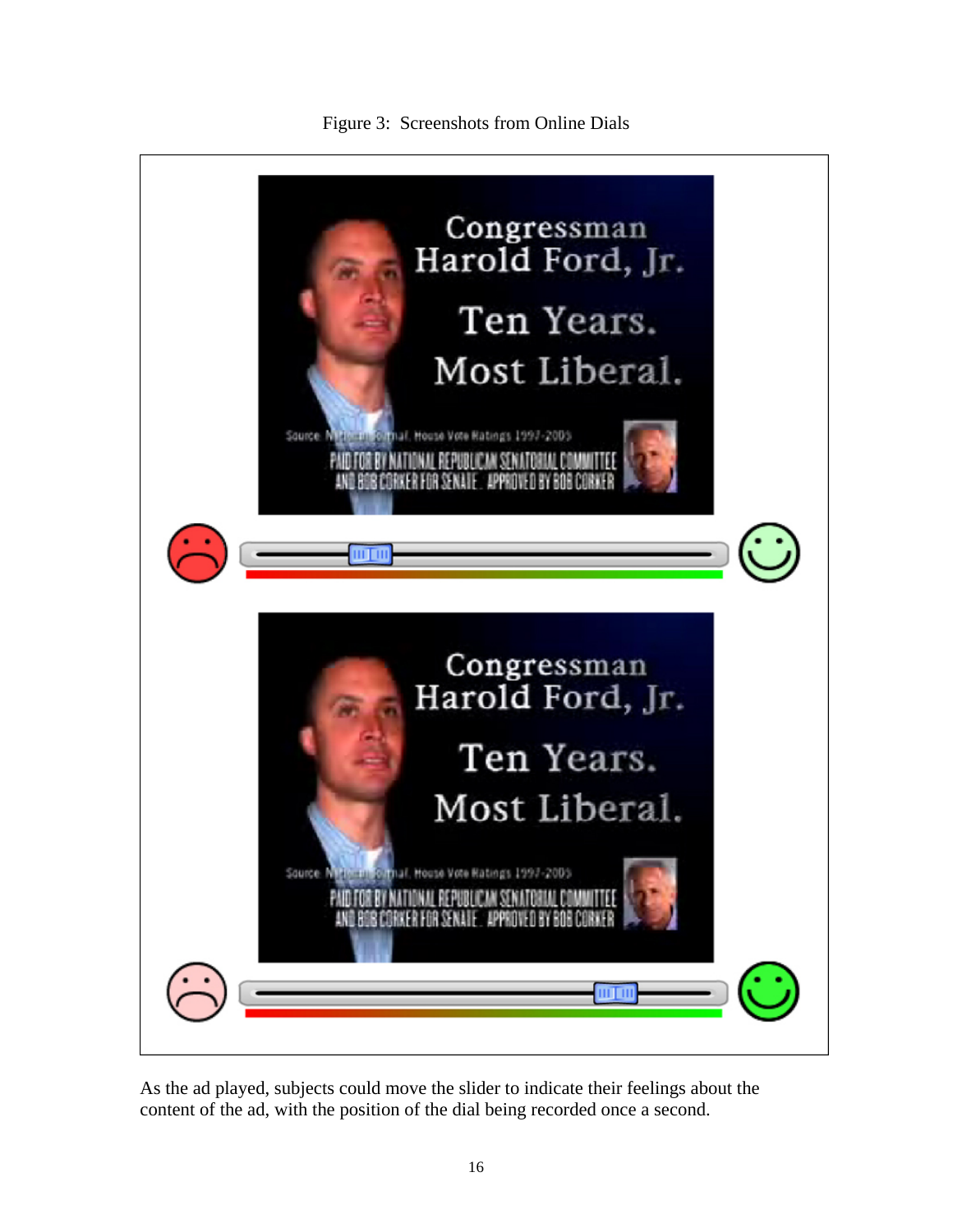Figure 3: Screenshots from Online Dials

As the ad played, subjects could move the slider to indicate their feelings about the content of the ad, with the position of the dial being recorded once a second.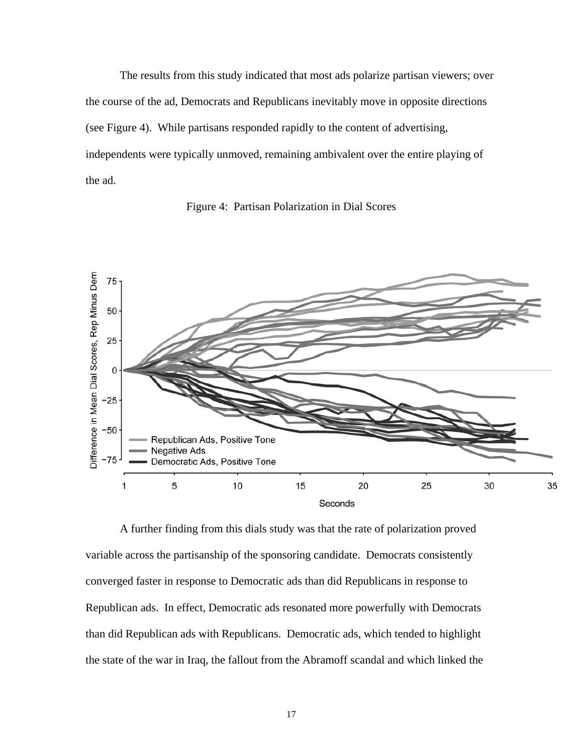The results from this study indicated that most ads polarize partisan viewers; over the course of the ad, Democrats and Republicans inevitably move in opposite directions (see Figure 4). While partisans responded rapidly to the content of advertising, independents were typically unmoved, remaining ambivalent over the entire playing of the ad.

Figure 4: Partisan Polarization in Dial Scores

Difference in Mean Dial Scores, Rep Minus Dem

75
50
25
0
−25
−50
−75

Republican Ads, Positive Tone
Negative Ads
Democratic Ads, Positive Tone

1 5 10 15 20 25 30 35

Seconds

A further finding from this dials study was that the rate of polarization proved variable across the partisanship of the sponsoring candidate. Democrats consistently converged faster in response to Democratic ads than did Republicans in response to Republican ads. In effect, Democratic ads resonated more powerfully with Democrats than did Republican ads with Republicans. Democratic ads, which tended to highlight the state of the war in Iraq, the fallout from the Abramoff scandal and which linked the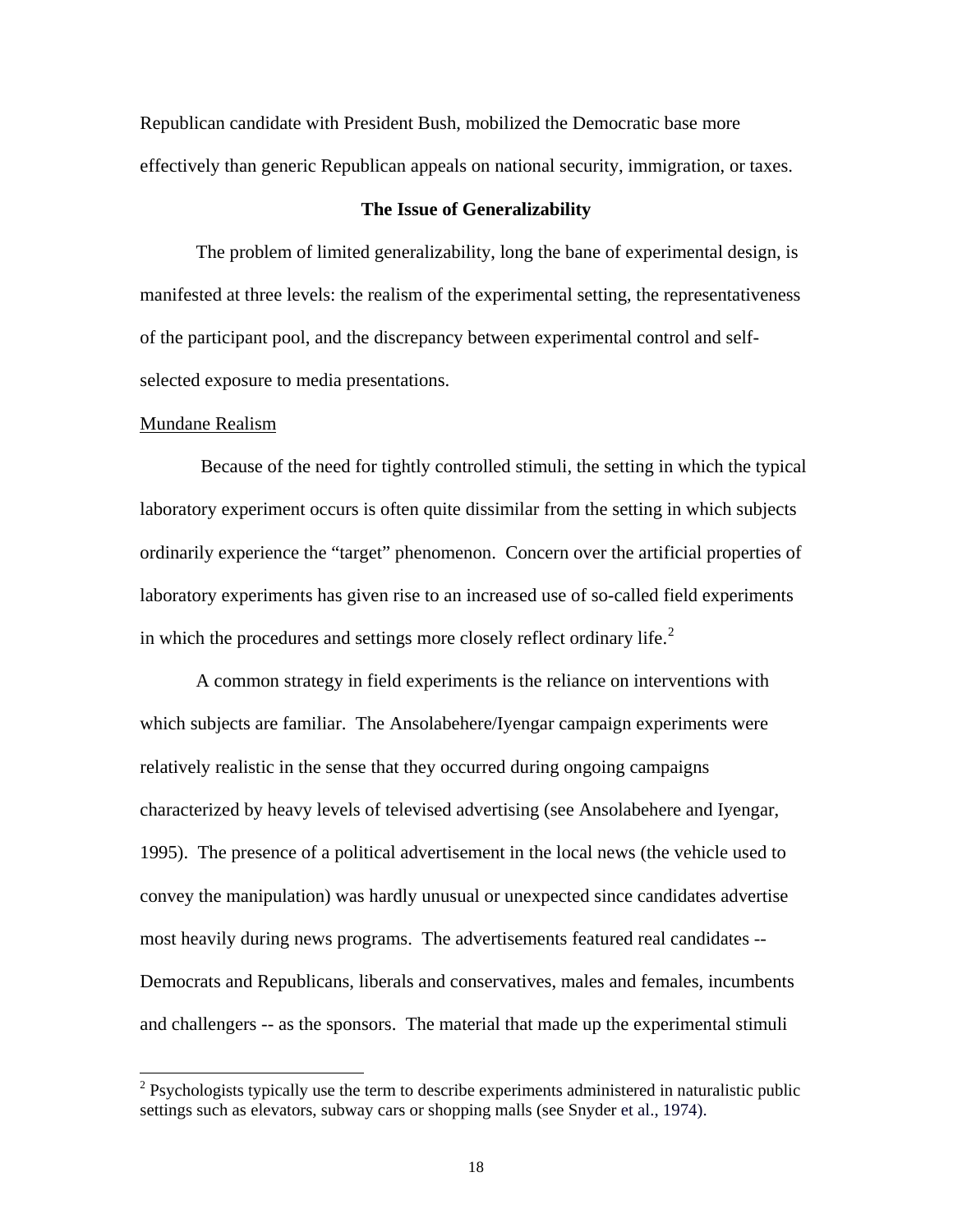Republican candidate with President Bush, mobilized the Democratic base more effectively than generic Republican appeals on national security, immigration, or taxes.

## The Issue of Generalizability

The problem of limited generalizability, long the bane of experimental design, is manifested at three levels: the realism of the experimental setting, the representativeness of the participant pool, and the discrepancy between experimental control and self-selected exposure to media presentations.

### Mundane Realism

Because of the need for tightly controlled stimuli, the setting in which the typical laboratory experiment occurs is often quite dissimilar from the setting in which subjects ordinarily experience the "target" phenomenon. Concern over the artificial properties of laboratory experiments has given rise to an increased use of so-called field experiments in which the procedures and settings more closely reflect ordinary life.[2]

A common strategy in field experiments is the reliance on interventions with which subjects are familiar. The Ansolabehere/Iyengar campaign experiments were relatively realistic in the sense that they occurred during ongoing campaigns characterized by heavy levels of televised advertising (see Ansolabehere and Iyengar, 1995). The presence of a political advertisement in the local news (the vehicle used to convey the manipulation) was hardly unusual or unexpected since candidates advertise most heavily during news programs. The advertisements featured real candidates -- Democrats and Republicans, liberals and conservatives, males and females, incumbents and challengers -- as the sponsors. The material that made up the experimental stimuli

[2] Psychologists typically use the term to describe experiments administered in naturalistic public settings such as elevators, subway cars or shopping malls (see Snyder et al., 1974).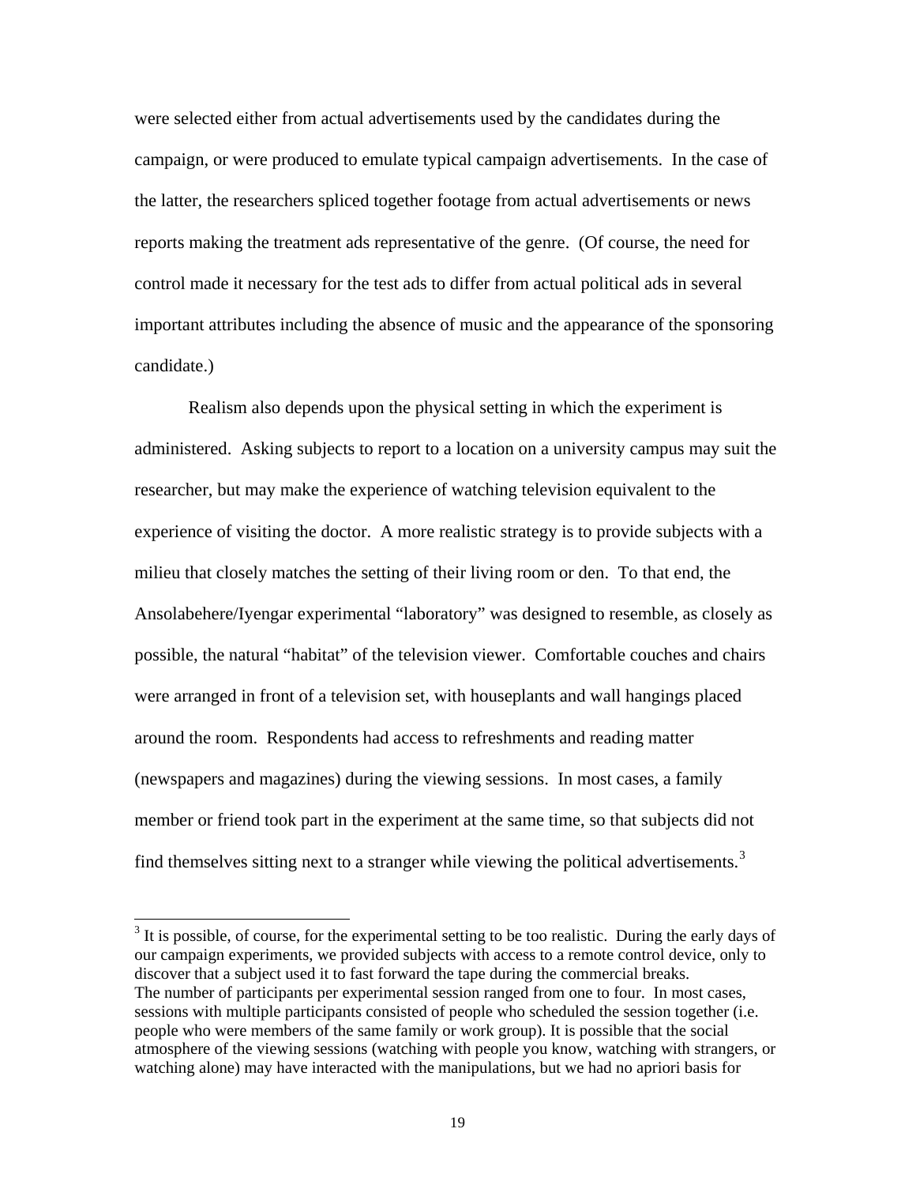were selected either from actual advertisements used by the candidates during the campaign, or were produced to emulate typical campaign advertisements. In the case of the latter, the researchers spliced together footage from actual advertisements or news reports making the treatment ads representative of the genre. (Of course, the need for control made it necessary for the test ads to differ from actual political ads in several important attributes including the absence of music and the appearance of the sponsoring candidate.)

Realism also depends upon the physical setting in which the experiment is administered. Asking subjects to report to a location on a university campus may suit the researcher, but may make the experience of watching television equivalent to the experience of visiting the doctor. A more realistic strategy is to provide subjects with a milieu that closely matches the setting of their living room or den. To that end, the Ansolabehere/Iyengar experimental "laboratory" was designed to resemble, as closely as possible, the natural "habitat" of the television viewer. Comfortable couches and chairs were arranged in front of a television set, with houseplants and wall hangings placed around the room. Respondents had access to refreshments and reading matter (newspapers and magazines) during the viewing sessions. In most cases, a family member or friend took part in the experiment at the same time, so that subjects did not find themselves sitting next to a stranger while viewing the political advertisements.[3]

---

[3] It is possible, of course, for the experimental setting to be too realistic. During the early days of our campaign experiments, we provided subjects with access to a remote control device, only to discover that a subject used it to fast forward the tape during the commercial breaks.
The number of participants per experimental session ranged from one to four. In most cases, sessions with multiple participants consisted of people who scheduled the session together (i.e. people who were members of the same family or work group). It is possible that the social atmosphere of the viewing sessions (watching with people you know, watching with strangers, or watching alone) may have interacted with the manipulations, but we had no apriori basis for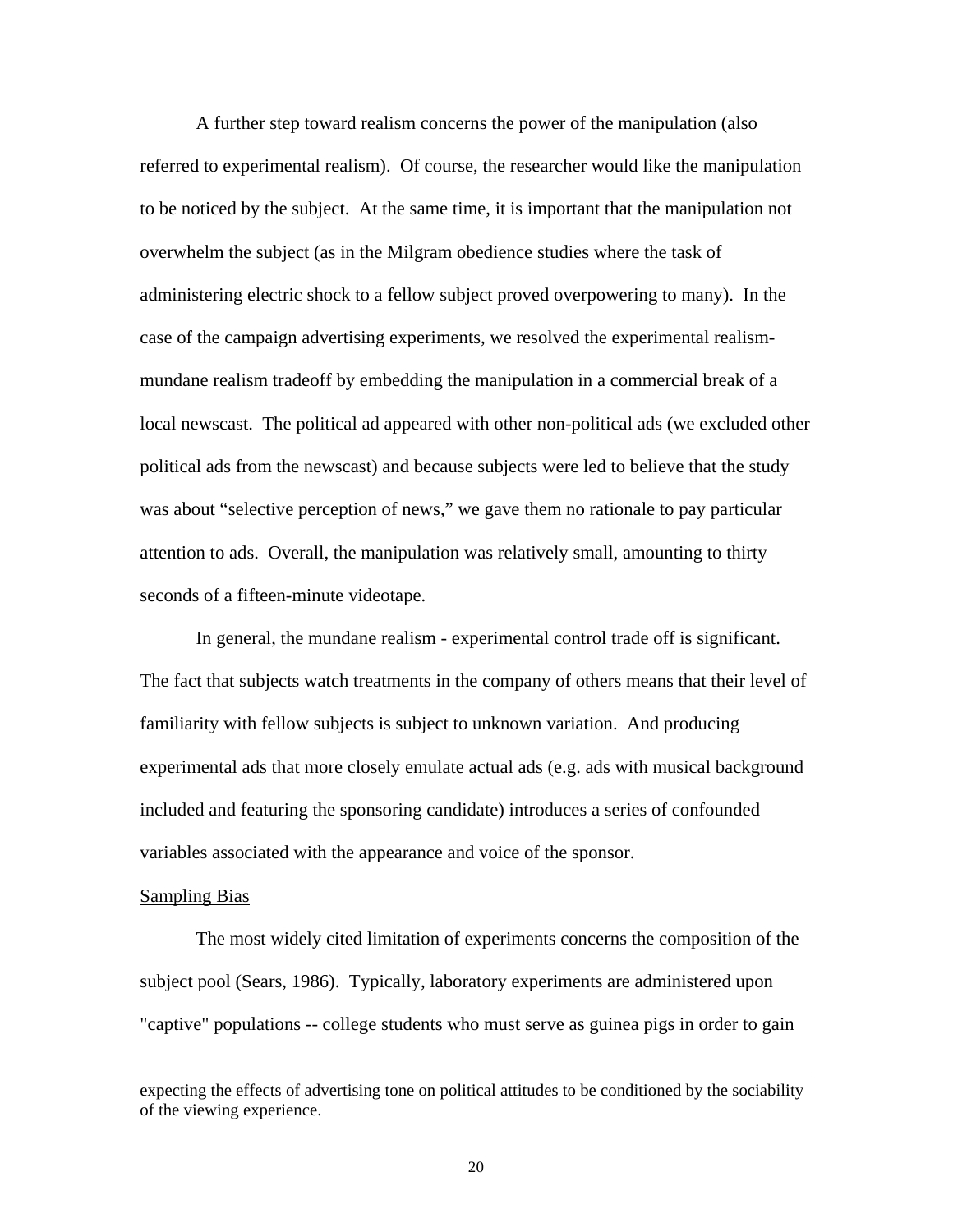A further step toward realism concerns the power of the manipulation (also referred to experimental realism). Of course, the researcher would like the manipulation to be noticed by the subject. At the same time, it is important that the manipulation not overwhelm the subject (as in the Milgram obedience studies where the task of administering electric shock to a fellow subject proved overpowering to many). In the case of the campaign advertising experiments, we resolved the experimental realism-mundane realism tradeoff by embedding the manipulation in a commercial break of a local newscast. The political ad appeared with other non-political ads (we excluded other political ads from the newscast) and because subjects were led to believe that the study was about "selective perception of news," we gave them no rationale to pay particular attention to ads. Overall, the manipulation was relatively small, amounting to thirty seconds of a fifteen-minute videotape.

In general, the mundane realism - experimental control trade off is significant. The fact that subjects watch treatments in the company of others means that their level of familiarity with fellow subjects is subject to unknown variation. And producing experimental ads that more closely emulate actual ads (e.g. ads with musical background included and featuring the sponsoring candidate) introduces a series of confounded variables associated with the appearance and voice of the sponsor.

<u>Sampling Bias</u>

The most widely cited limitation of experiments concerns the composition of the subject pool (Sears, 1986). Typically, laboratory experiments are administered upon "captive" populations -- college students who must serve as guinea pigs in order to gain

---

expecting the effects of advertising tone on political attitudes to be conditioned by the sociability of the viewing experience.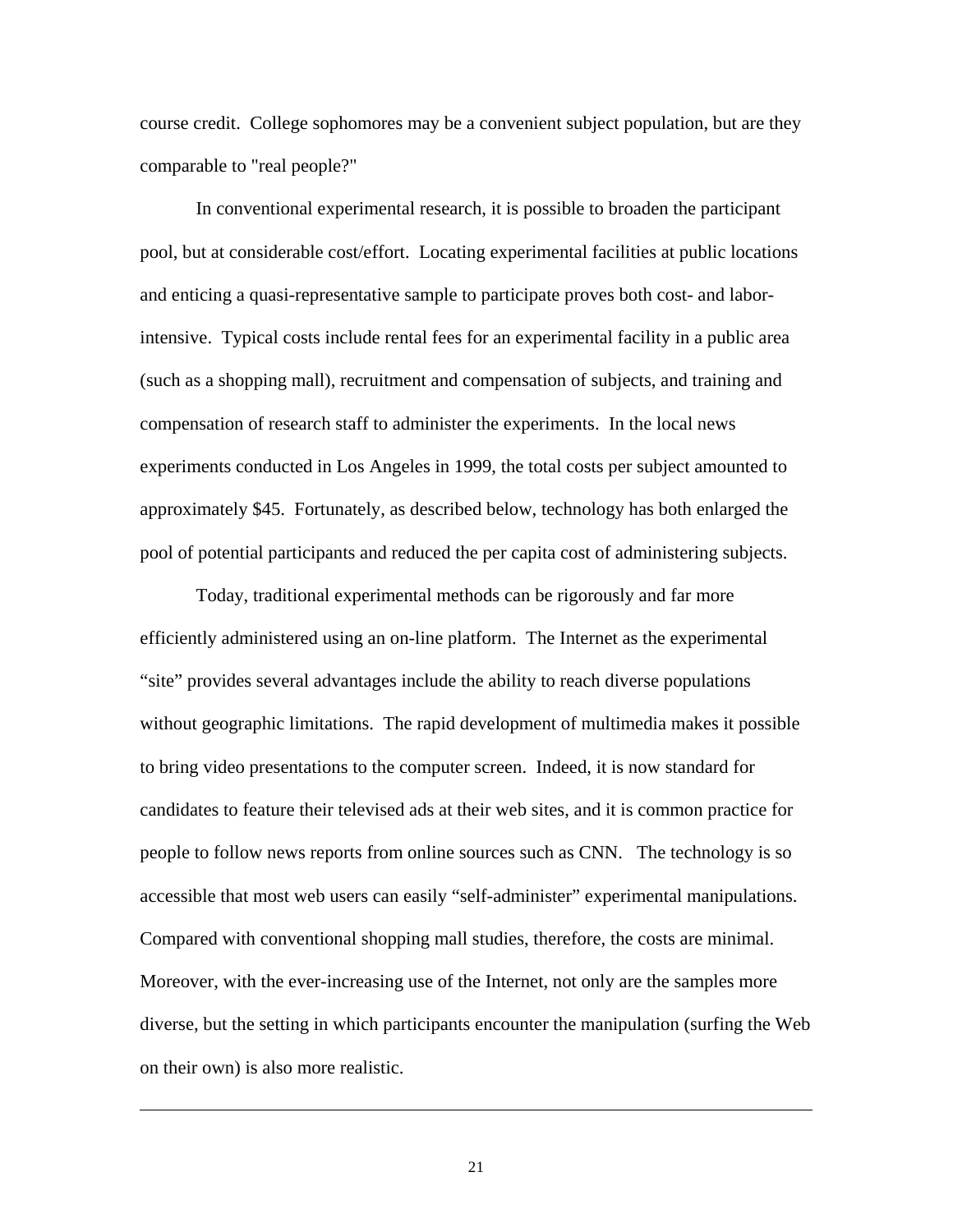course credit. College sophomores may be a convenient subject population, but are they comparable to "real people?"

In conventional experimental research, it is possible to broaden the participant pool, but at considerable cost/effort. Locating experimental facilities at public locations and enticing a quasi-representative sample to participate proves both cost- and labor-intensive. Typical costs include rental fees for an experimental facility in a public area (such as a shopping mall), recruitment and compensation of subjects, and training and compensation of research staff to administer the experiments. In the local news experiments conducted in Los Angeles in 1999, the total costs per subject amounted to approximately $45. Fortunately, as described below, technology has both enlarged the pool of potential participants and reduced the per capita cost of administering subjects.

Today, traditional experimental methods can be rigorously and far more efficiently administered using an on-line platform. The Internet as the experimental "site" provides several advantages include the ability to reach diverse populations without geographic limitations. The rapid development of multimedia makes it possible to bring video presentations to the computer screen. Indeed, it is now standard for candidates to feature their televised ads at their web sites, and it is common practice for people to follow news reports from online sources such as CNN. The technology is so accessible that most web users can easily "self-administer" experimental manipulations. Compared with conventional shopping mall studies, therefore, the costs are minimal. Moreover, with the ever-increasing use of the Internet, not only are the samples more diverse, but the setting in which participants encounter the manipulation (surfing the Web on their own) is also more realistic.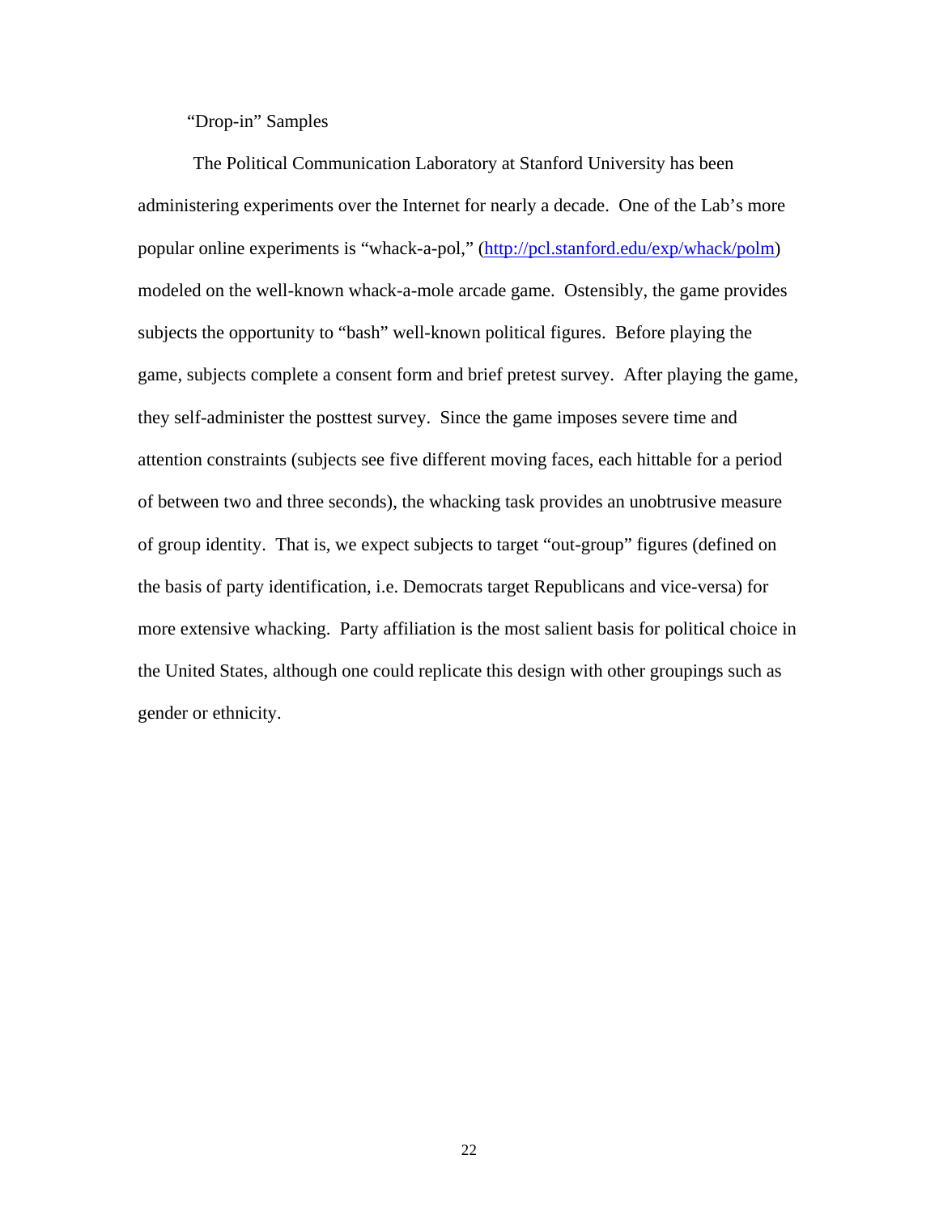### “Drop-in” Samples

The Political Communication Laboratory at Stanford University has been administering experiments over the Internet for nearly a decade. One of the Lab’s more popular online experiments is “whack-a-pol,” ([http://pcl.stanford.edu/exp/whack/polm](http://pcl.stanford.edu/exp/whack/polm)) modeled on the well-known whack-a-mole arcade game. Ostensibly, the game provides subjects the opportunity to “bash” well-known political figures. Before playing the game, subjects complete a consent form and brief pretest survey. After playing the game, they self-administer the posttest survey. Since the game imposes severe time and attention constraints (subjects see five different moving faces, each hittable for a period of between two and three seconds), the whacking task provides an unobtrusive measure of group identity. That is, we expect subjects to target “out-group” figures (defined on the basis of party identification, i.e. Democrats target Republicans and vice-versa) for more extensive whacking. Party affiliation is the most salient basis for political choice in the United States, although one could replicate this design with other groupings such as gender or ethnicity.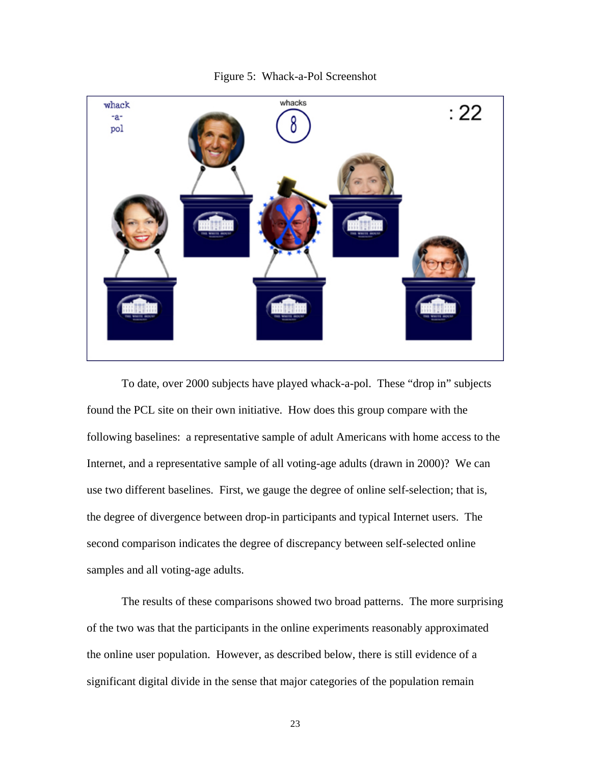Figure 5: Whack-a-Pol Screenshot

whack
-a-
pol

whacks
8

: 22

To date, over 2000 subjects have played whack-a-pol. These "drop in" subjects found the PCL site on their own initiative. How does this group compare with the following baselines: a representative sample of adult Americans with home access to the Internet, and a representative sample of all voting-age adults (drawn in 2000)? We can use two different baselines. First, we gauge the degree of online self-selection; that is, the degree of divergence between drop-in participants and typical Internet users. The second comparison indicates the degree of discrepancy between self-selected online samples and all voting-age adults.

The results of these comparisons showed two broad patterns. The more surprising of the two was that the participants in the online experiments reasonably approximated the online user population. However, as described below, there is still evidence of a significant digital divide in the sense that major categories of the population remain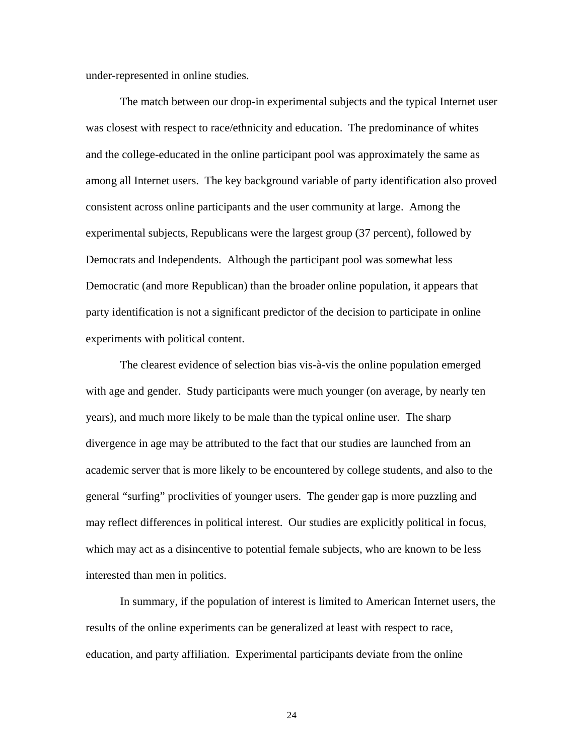under-represented in online studies.

The match between our drop-in experimental subjects and the typical Internet user was closest with respect to race/ethnicity and education. The predominance of whites and the college-educated in the online participant pool was approximately the same as among all Internet users. The key background variable of party identification also proved consistent across online participants and the user community at large. Among the experimental subjects, Republicans were the largest group (37 percent), followed by Democrats and Independents. Although the participant pool was somewhat less Democratic (and more Republican) than the broader online population, it appears that party identification is not a significant predictor of the decision to participate in online experiments with political content.

The clearest evidence of selection bias vis-à-vis the online population emerged with age and gender. Study participants were much younger (on average, by nearly ten years), and much more likely to be male than the typical online user. The sharp divergence in age may be attributed to the fact that our studies are launched from an academic server that is more likely to be encountered by college students, and also to the general "surfing" proclivities of younger users. The gender gap is more puzzling and may reflect differences in political interest. Our studies are explicitly political in focus, which may act as a disincentive to potential female subjects, who are known to be less interested than men in politics.

In summary, if the population of interest is limited to American Internet users, the results of the online experiments can be generalized at least with respect to race, education, and party affiliation. Experimental participants deviate from the online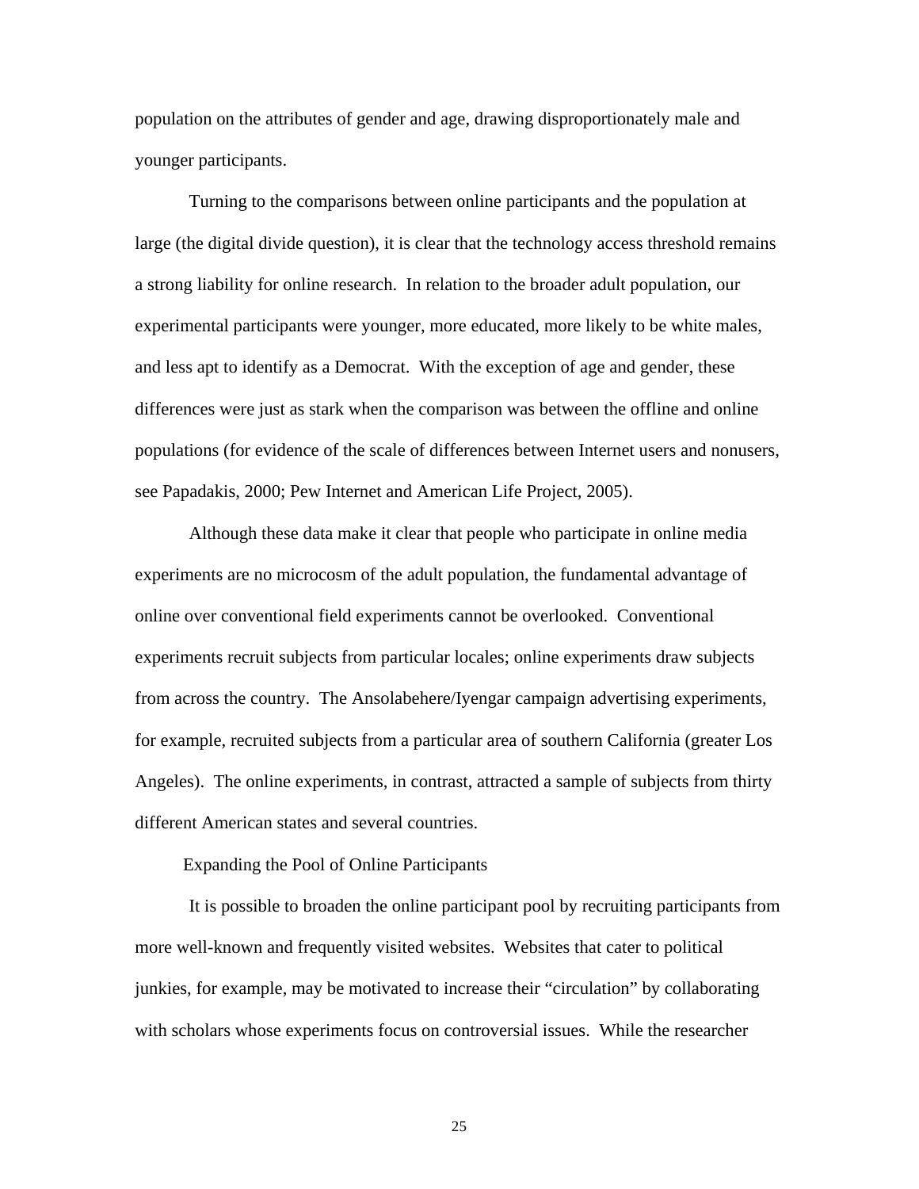population on the attributes of gender and age, drawing disproportionately male and younger participants.

Turning to the comparisons between online participants and the population at large (the digital divide question), it is clear that the technology access threshold remains a strong liability for online research. In relation to the broader adult population, our experimental participants were younger, more educated, more likely to be white males, and less apt to identify as a Democrat. With the exception of age and gender, these differences were just as stark when the comparison was between the offline and online populations (for evidence of the scale of differences between Internet users and nonusers, see Papadakis, 2000; Pew Internet and American Life Project, 2005).

Although these data make it clear that people who participate in online media experiments are no microcosm of the adult population, the fundamental advantage of online over conventional field experiments cannot be overlooked. Conventional experiments recruit subjects from particular locales; online experiments draw subjects from across the country. The Ansolabehere/Iyengar campaign advertising experiments, for example, recruited subjects from a particular area of southern California (greater Los Angeles). The online experiments, in contrast, attracted a sample of subjects from thirty different American states and several countries.

### Expanding the Pool of Online Participants

It is possible to broaden the online participant pool by recruiting participants from more well-known and frequently visited websites. Websites that cater to political junkies, for example, may be motivated to increase their "circulation" by collaborating with scholars whose experiments focus on controversial issues. While the researcher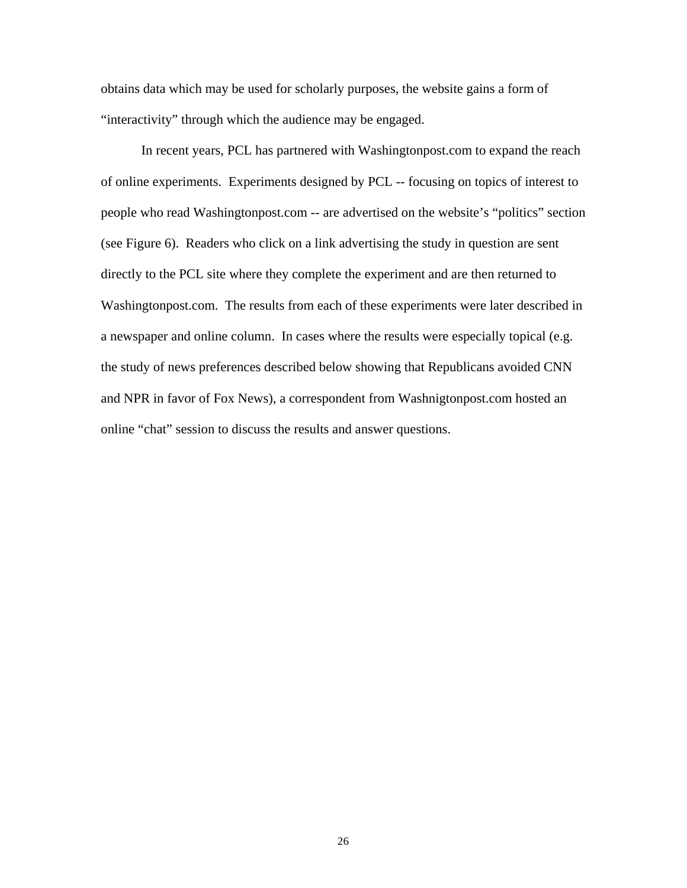obtains data which may be used for scholarly purposes, the website gains a form of "interactivity" through which the audience may be engaged.

In recent years, PCL has partnered with Washingtonpost.com to expand the reach of online experiments. Experiments designed by PCL -- focusing on topics of interest to people who read Washingtonpost.com -- are advertised on the website's "politics" section (see Figure 6). Readers who click on a link advertising the study in question are sent directly to the PCL site where they complete the experiment and are then returned to Washingtonpost.com. The results from each of these experiments were later described in a newspaper and online column. In cases where the results were especially topical (e.g. the study of news preferences described below showing that Republicans avoided CNN and NPR in favor of Fox News), a correspondent from Washnigtonpost.com hosted an online "chat" session to discuss the results and answer questions.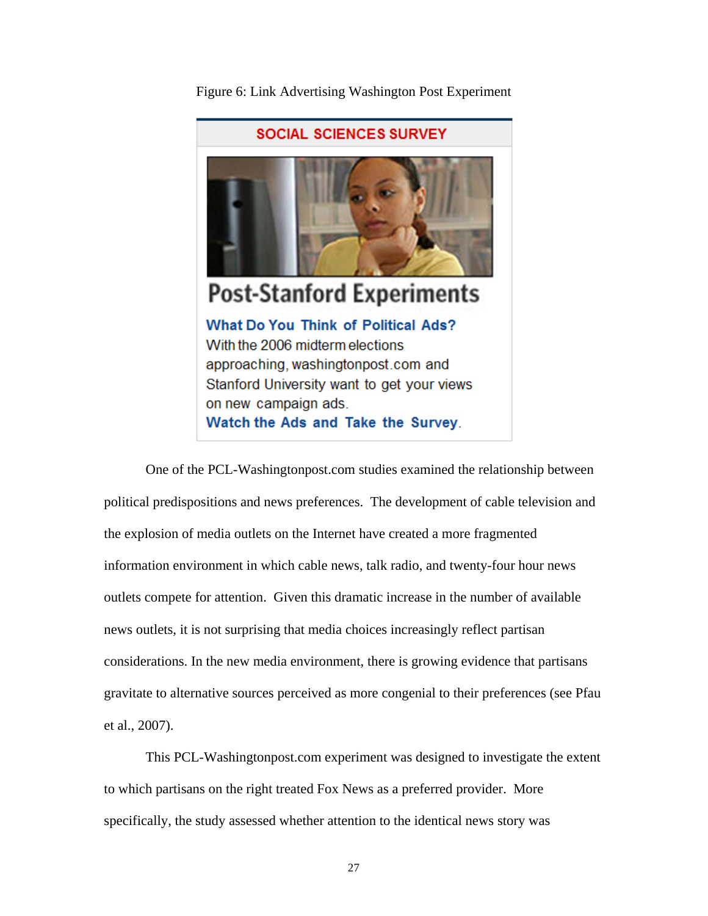Figure 6: Link Advertising Washington Post Experiment

SOCIAL SCIENCES SURVEY

Post-Stanford Experiments

**What Do You Think of Political Ads?**
With the 2006 midterm elections approaching, washingtonpost.com and Stanford University want to get your views on new campaign ads.
**Watch the Ads and Take the Survey.**

One of the PCL-Washingtonpost.com studies examined the relationship between political predispositions and news preferences. The development of cable television and the explosion of media outlets on the Internet have created a more fragmented information environment in which cable news, talk radio, and twenty-four hour news outlets compete for attention. Given this dramatic increase in the number of available news outlets, it is not surprising that media choices increasingly reflect partisan considerations. In the new media environment, there is growing evidence that partisans gravitate to alternative sources perceived as more congenial to their preferences (see Pfau et al., 2007).

This PCL-Washingtonpost.com experiment was designed to investigate the extent to which partisans on the right treated Fox News as a preferred provider. More specifically, the study assessed whether attention to the identical news story was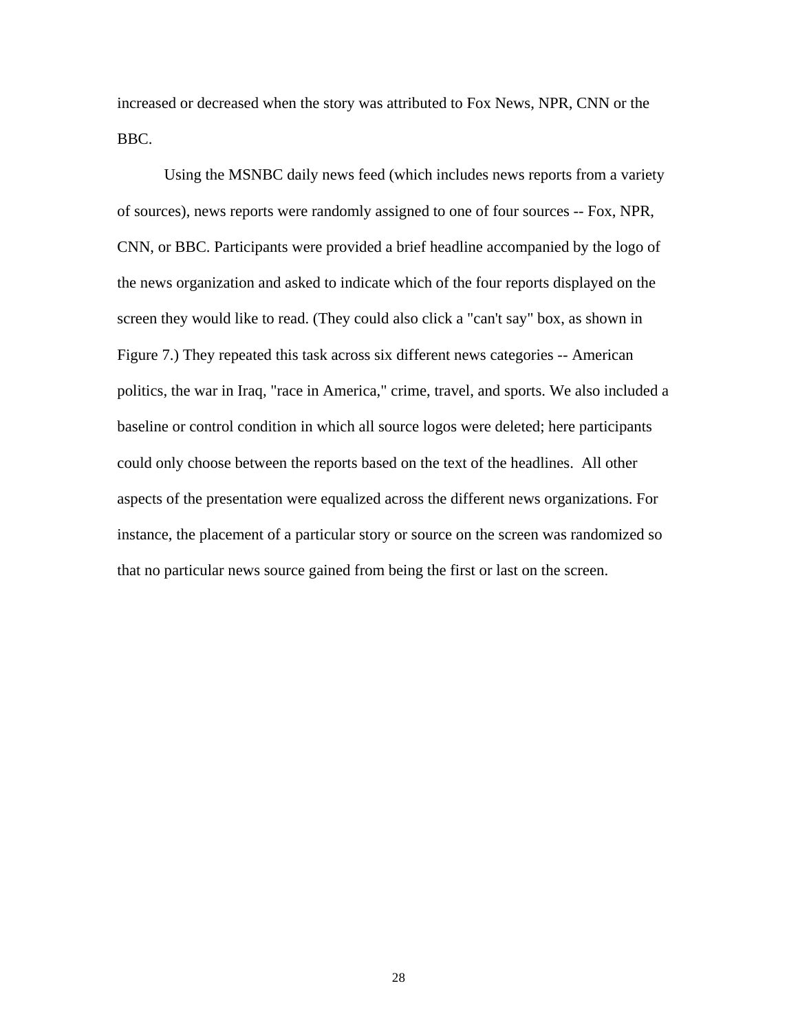increased or decreased when the story was attributed to Fox News, NPR, CNN or the BBC.

Using the MSNBC daily news feed (which includes news reports from a variety of sources), news reports were randomly assigned to one of four sources -- Fox, NPR, CNN, or BBC. Participants were provided a brief headline accompanied by the logo of the news organization and asked to indicate which of the four reports displayed on the screen they would like to read. (They could also click a "can't say" box, as shown in Figure 7.) They repeated this task across six different news categories -- American politics, the war in Iraq, "race in America," crime, travel, and sports. We also included a baseline or control condition in which all source logos were deleted; here participants could only choose between the reports based on the text of the headlines.  All other aspects of the presentation were equalized across the different news organizations. For instance, the placement of a particular story or source on the screen was randomized so that no particular news source gained from being the first or last on the screen.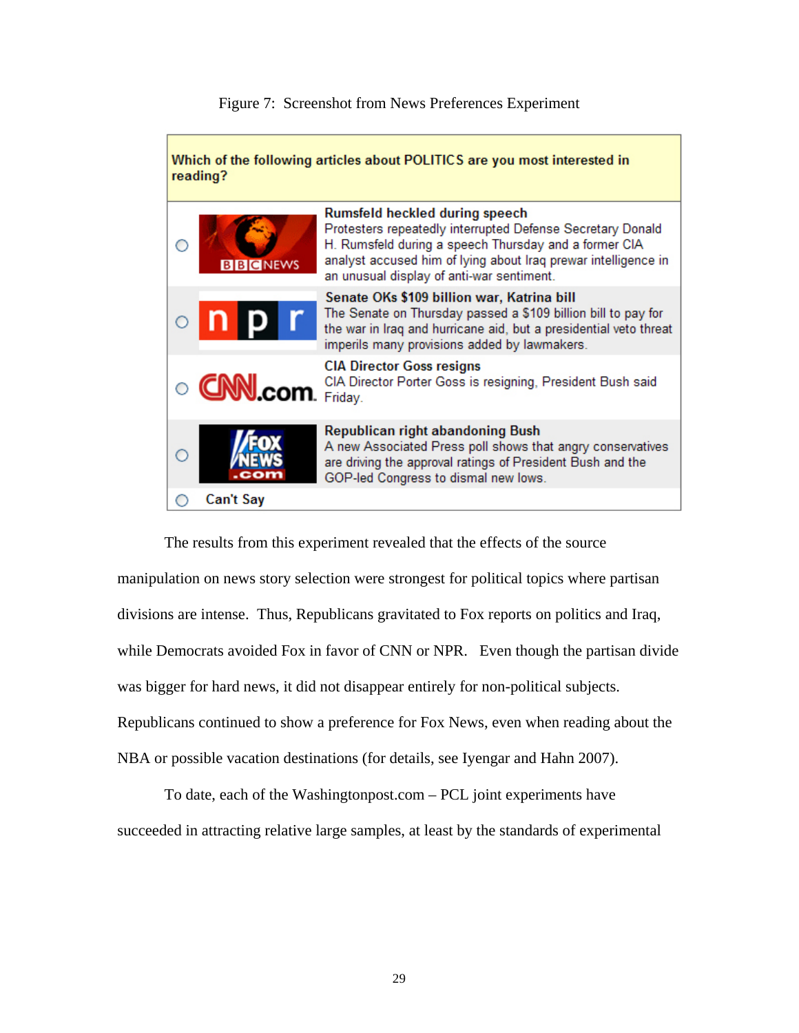Figure 7: Screenshot from News Preferences Experiment

Which of the following articles about POLITICS are you most interested in reading?

BBC NEWS — **Rumsfeld heckled during speech**
Protesters repeatedly interrupted Defense Secretary Donald H. Rumsfeld during a speech Thursday and a former CIA analyst accused him of lying about Iraq prewar intelligence in an unusual display of anti-war sentiment.

npr — **Senate OKs $109 billion war, Katrina bill**
The Senate on Thursday passed a $109 billion bill to pay for the war in Iraq and hurricane aid, but a presidential veto threat imperils many provisions added by lawmakers.

CNN.com — **CIA Director Goss resigns**
CIA Director Porter Goss is resigning, President Bush said Friday.

FOX NEWS .com — **Republican right abandoning Bush**
A new Associated Press poll shows that angry conservatives are driving the approval ratings of President Bush and the GOP-led Congress to dismal new lows.

Can't Say

The results from this experiment revealed that the effects of the source manipulation on news story selection were strongest for political topics where partisan divisions are intense. Thus, Republicans gravitated to Fox reports on politics and Iraq, while Democrats avoided Fox in favor of CNN or NPR. Even though the partisan divide was bigger for hard news, it did not disappear entirely for non-political subjects. Republicans continued to show a preference for Fox News, even when reading about the NBA or possible vacation destinations (for details, see Iyengar and Hahn 2007).

To date, each of the Washingtonpost.com – PCL joint experiments have succeeded in attracting relative large samples, at least by the standards of experimental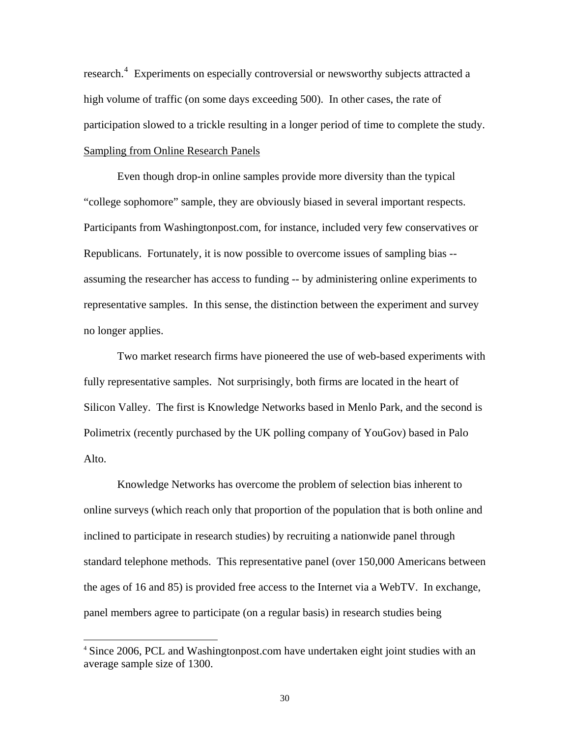research.[4] Experiments on especially controversial or newsworthy subjects attracted a high volume of traffic (on some days exceeding 500). In other cases, the rate of participation slowed to a trickle resulting in a longer period of time to complete the study.

<u>Sampling from Online Research Panels</u>

Even though drop-in online samples provide more diversity than the typical "college sophomore" sample, they are obviously biased in several important respects. Participants from Washingtonpost.com, for instance, included very few conservatives or Republicans. Fortunately, it is now possible to overcome issues of sampling bias -- assuming the researcher has access to funding -- by administering online experiments to representative samples. In this sense, the distinction between the experiment and survey no longer applies.

Two market research firms have pioneered the use of web-based experiments with fully representative samples. Not surprisingly, both firms are located in the heart of Silicon Valley. The first is Knowledge Networks based in Menlo Park, and the second is Polimetrix (recently purchased by the UK polling company of YouGov) based in Palo Alto.

Knowledge Networks has overcome the problem of selection bias inherent to online surveys (which reach only that proportion of the population that is both online and inclined to participate in research studies) by recruiting a nationwide panel through standard telephone methods. This representative panel (over 150,000 Americans between the ages of 16 and 85) is provided free access to the Internet via a WebTV. In exchange, panel members agree to participate (on a regular basis) in research studies being

[4] Since 2006, PCL and Washingtonpost.com have undertaken eight joint studies with an average sample size of 1300.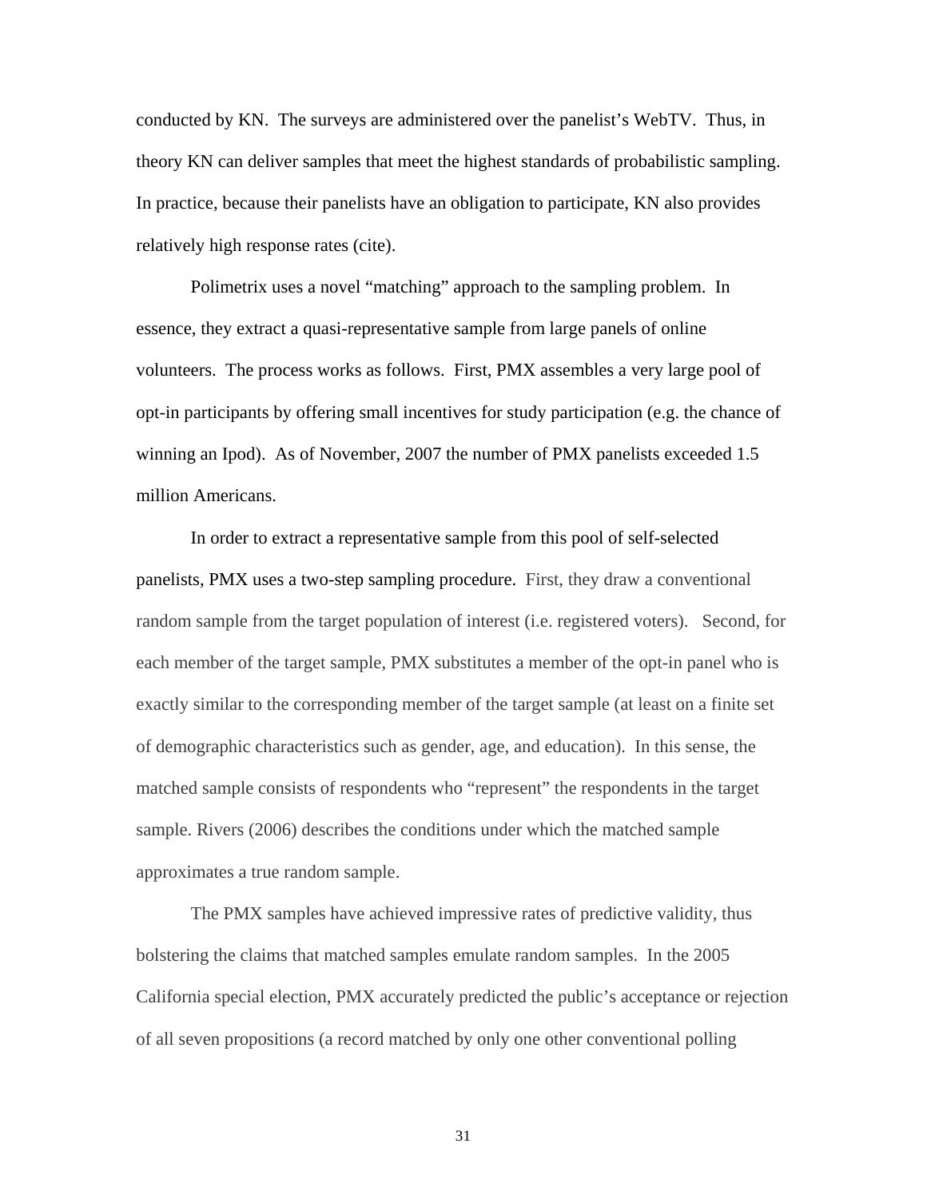conducted by KN. The surveys are administered over the panelist's WebTV. Thus, in theory KN can deliver samples that meet the highest standards of probabilistic sampling. In practice, because their panelists have an obligation to participate, KN also provides relatively high response rates (cite).

Polimetrix uses a novel "matching" approach to the sampling problem. In essence, they extract a quasi-representative sample from large panels of online volunteers. The process works as follows. First, PMX assembles a very large pool of opt-in participants by offering small incentives for study participation (e.g. the chance of winning an Ipod). As of November, 2007 the number of PMX panelists exceeded 1.5 million Americans.

In order to extract a representative sample from this pool of self-selected panelists, PMX uses a two-step sampling procedure. First, they draw a conventional random sample from the target population of interest (i.e. registered voters). Second, for each member of the target sample, PMX substitutes a member of the opt-in panel who is exactly similar to the corresponding member of the target sample (at least on a finite set of demographic characteristics such as gender, age, and education). In this sense, the matched sample consists of respondents who "represent" the respondents in the target sample. Rivers (2006) describes the conditions under which the matched sample approximates a true random sample.

The PMX samples have achieved impressive rates of predictive validity, thus bolstering the claims that matched samples emulate random samples. In the 2005 California special election, PMX accurately predicted the public's acceptance or rejection of all seven propositions (a record matched by only one other conventional polling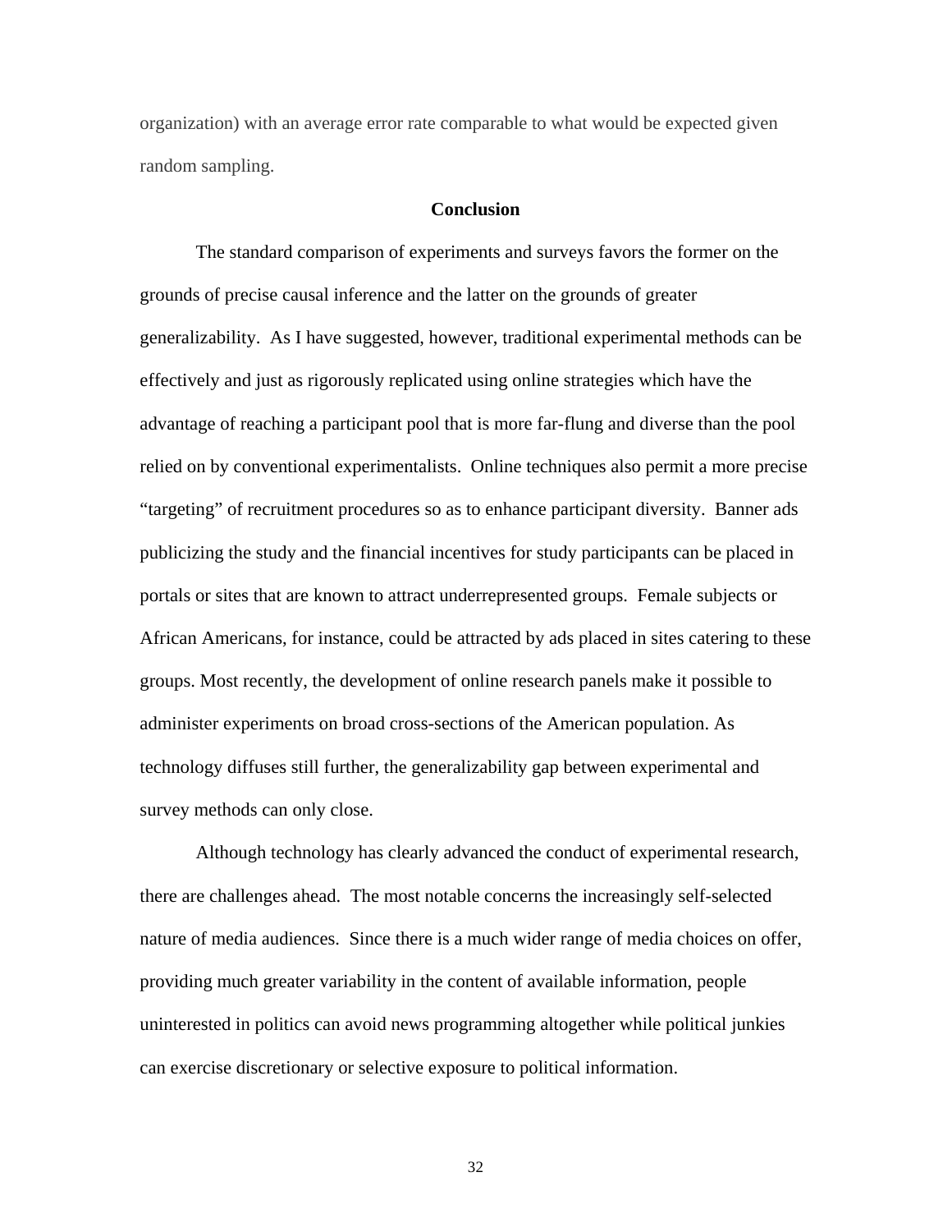organization) with an average error rate comparable to what would be expected given random sampling.

## Conclusion

The standard comparison of experiments and surveys favors the former on the grounds of precise causal inference and the latter on the grounds of greater generalizability. As I have suggested, however, traditional experimental methods can be effectively and just as rigorously replicated using online strategies which have the advantage of reaching a participant pool that is more far-flung and diverse than the pool relied on by conventional experimentalists. Online techniques also permit a more precise "targeting" of recruitment procedures so as to enhance participant diversity. Banner ads publicizing the study and the financial incentives for study participants can be placed in portals or sites that are known to attract underrepresented groups. Female subjects or African Americans, for instance, could be attracted by ads placed in sites catering to these groups. Most recently, the development of online research panels make it possible to administer experiments on broad cross-sections of the American population. As technology diffuses still further, the generalizability gap between experimental and survey methods can only close.

Although technology has clearly advanced the conduct of experimental research, there are challenges ahead. The most notable concerns the increasingly self-selected nature of media audiences. Since there is a much wider range of media choices on offer, providing much greater variability in the content of available information, people uninterested in politics can avoid news programming altogether while political junkies can exercise discretionary or selective exposure to political information.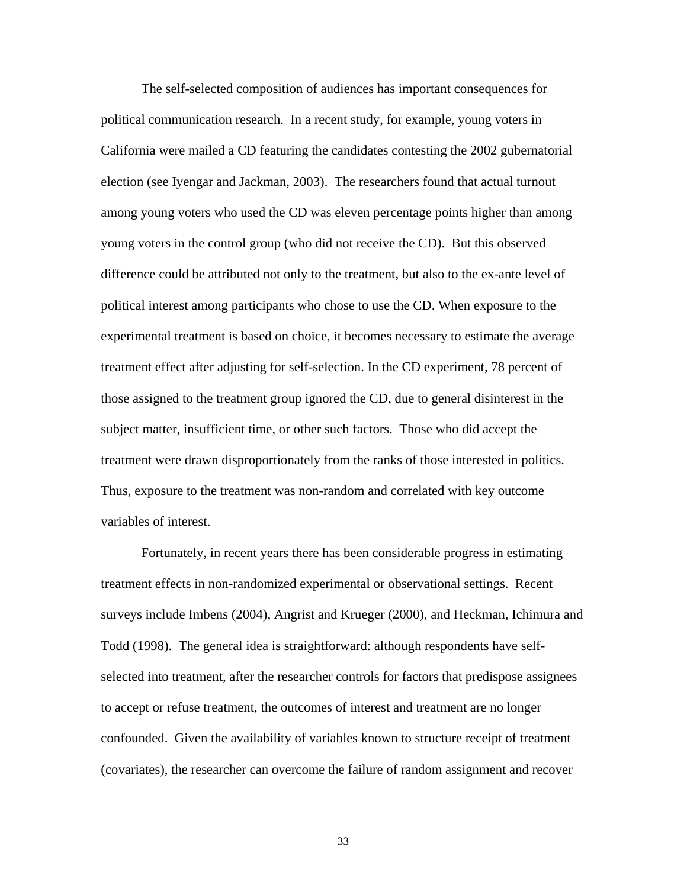The self-selected composition of audiences has important consequences for political communication research. In a recent study, for example, young voters in California were mailed a CD featuring the candidates contesting the 2002 gubernatorial election (see Iyengar and Jackman, 2003). The researchers found that actual turnout among young voters who used the CD was eleven percentage points higher than among young voters in the control group (who did not receive the CD). But this observed difference could be attributed not only to the treatment, but also to the ex-ante level of political interest among participants who chose to use the CD. When exposure to the experimental treatment is based on choice, it becomes necessary to estimate the average treatment effect after adjusting for self-selection. In the CD experiment, 78 percent of those assigned to the treatment group ignored the CD, due to general disinterest in the subject matter, insufficient time, or other such factors. Those who did accept the treatment were drawn disproportionately from the ranks of those interested in politics. Thus, exposure to the treatment was non-random and correlated with key outcome variables of interest.

Fortunately, in recent years there has been considerable progress in estimating treatment effects in non-randomized experimental or observational settings. Recent surveys include Imbens (2004), Angrist and Krueger (2000), and Heckman, Ichimura and Todd (1998). The general idea is straightforward: although respondents have self-selected into treatment, after the researcher controls for factors that predispose assignees to accept or refuse treatment, the outcomes of interest and treatment are no longer confounded. Given the availability of variables known to structure receipt of treatment (covariates), the researcher can overcome the failure of random assignment and recover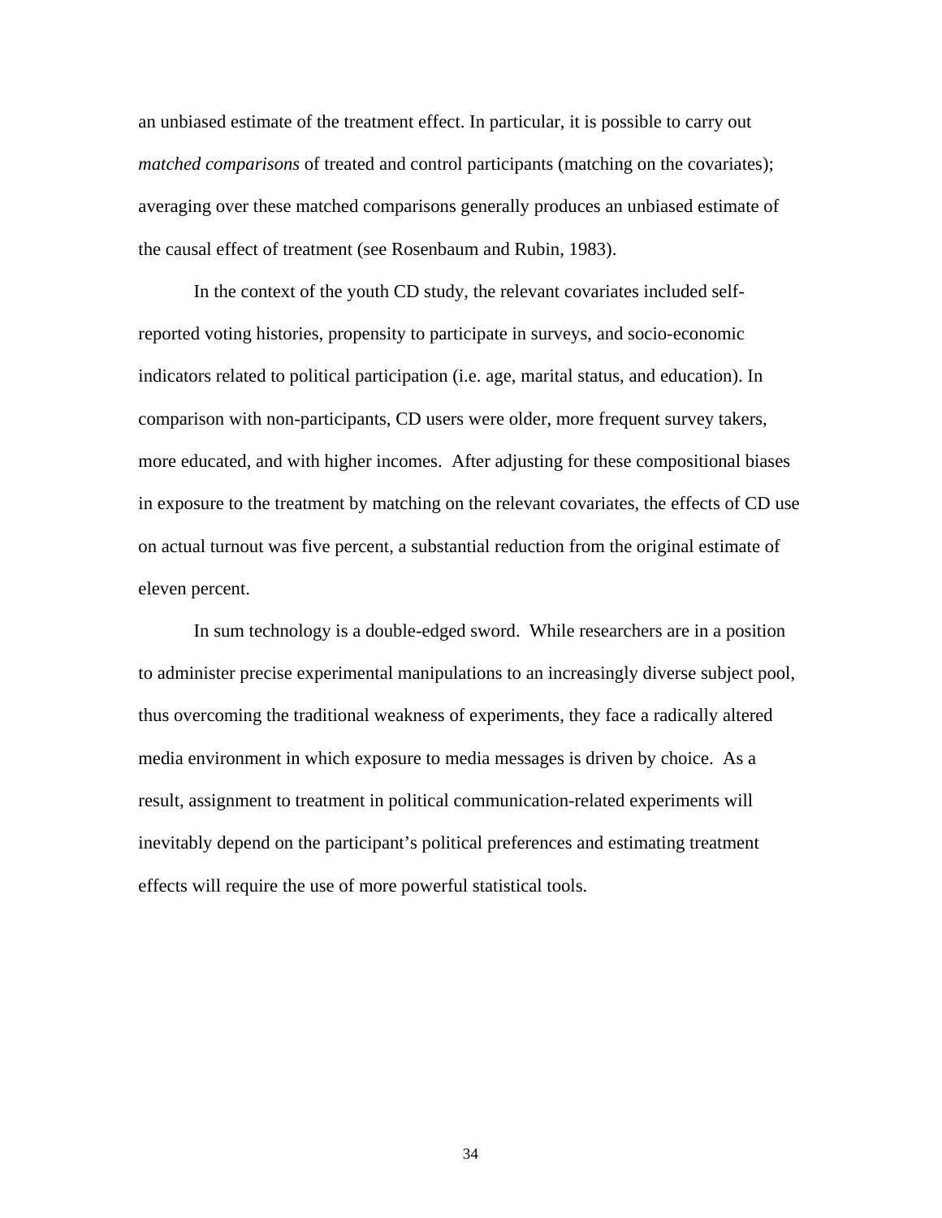an unbiased estimate of the treatment effect. In particular, it is possible to carry out *matched comparisons* of treated and control participants (matching on the covariates); averaging over these matched comparisons generally produces an unbiased estimate of the causal effect of treatment (see Rosenbaum and Rubin, 1983).

In the context of the youth CD study, the relevant covariates included self-reported voting histories, propensity to participate in surveys, and socio-economic indicators related to political participation (i.e. age, marital status, and education). In comparison with non-participants, CD users were older, more frequent survey takers, more educated, and with higher incomes. After adjusting for these compositional biases in exposure to the treatment by matching on the relevant covariates, the effects of CD use on actual turnout was five percent, a substantial reduction from the original estimate of eleven percent.

In sum technology is a double-edged sword. While researchers are in a position to administer precise experimental manipulations to an increasingly diverse subject pool, thus overcoming the traditional weakness of experiments, they face a radically altered media environment in which exposure to media messages is driven by choice. As a result, assignment to treatment in political communication-related experiments will inevitably depend on the participant's political preferences and estimating treatment effects will require the use of more powerful statistical tools.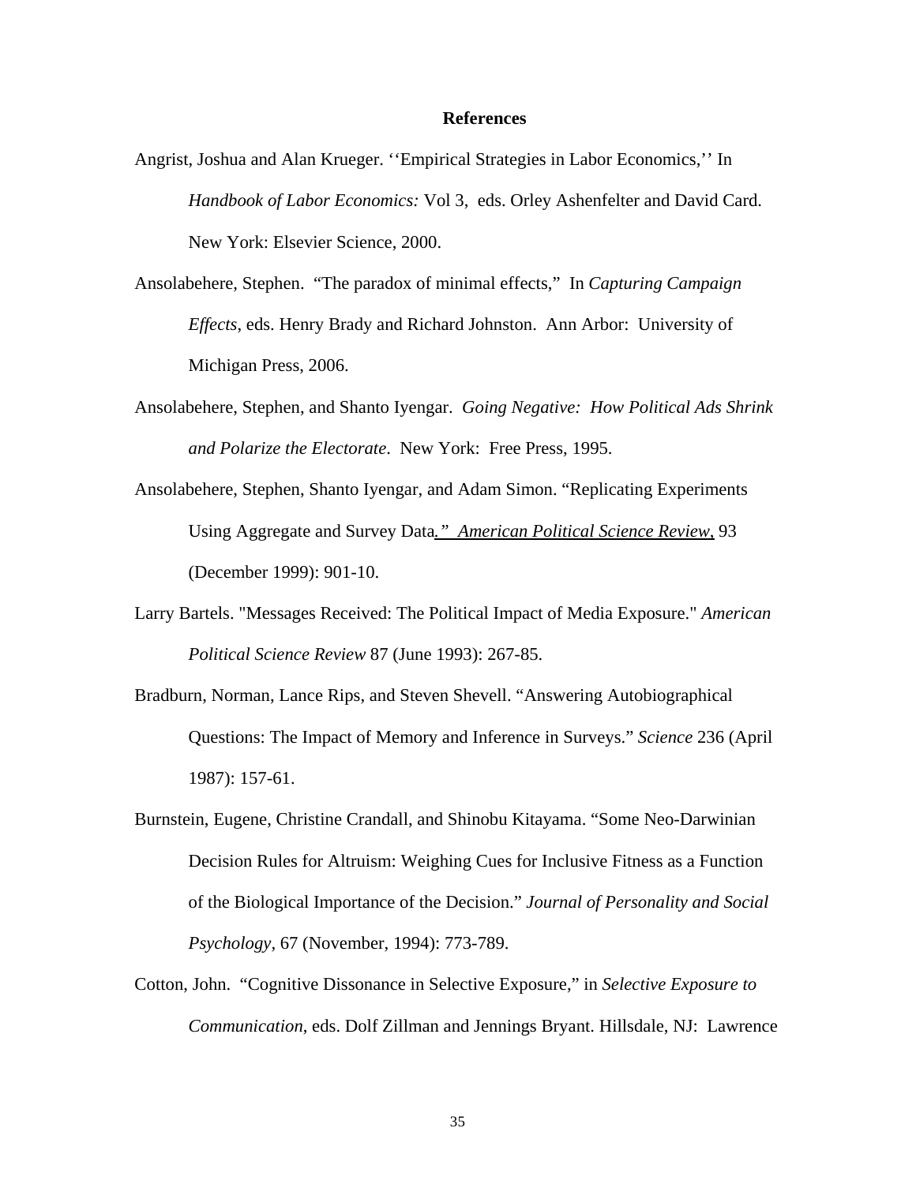**References**

Angrist, Joshua and Alan Krueger. ''Empirical Strategies in Labor Economics,'' In *Handbook of Labor Economics:* Vol 3, eds. Orley Ashenfelter and David Card. New York: Elsevier Science, 2000.

Ansolabehere, Stephen. "The paradox of minimal effects," In *Capturing Campaign Effects*, eds. Henry Brady and Richard Johnston. Ann Arbor: University of Michigan Press, 2006.

Ansolabehere, Stephen, and Shanto Iyengar. *Going Negative: How Political Ads Shrink and Polarize the Electorate*. New York: Free Press, 1995.

Ansolabehere, Stephen, Shanto Iyengar, and Adam Simon. "Replicating Experiments Using Aggregate and Survey Data." *American Political Science Review*, 93 (December 1999): 901-10.

Larry Bartels. "Messages Received: The Political Impact of Media Exposure." *American Political Science Review* 87 (June 1993): 267-85.

Bradburn, Norman, Lance Rips, and Steven Shevell. "Answering Autobiographical Questions: The Impact of Memory and Inference in Surveys." *Science* 236 (April 1987): 157-61.

Burnstein, Eugene, Christine Crandall, and Shinobu Kitayama. "Some Neo-Darwinian Decision Rules for Altruism: Weighing Cues for Inclusive Fitness as a Function of the Biological Importance of the Decision." *Journal of Personality and Social Psychology*, 67 (November, 1994): 773-789.

Cotton, John. "Cognitive Dissonance in Selective Exposure," in *Selective Exposure to Communication*, eds. Dolf Zillman and Jennings Bryant. Hillsdale, NJ: Lawrence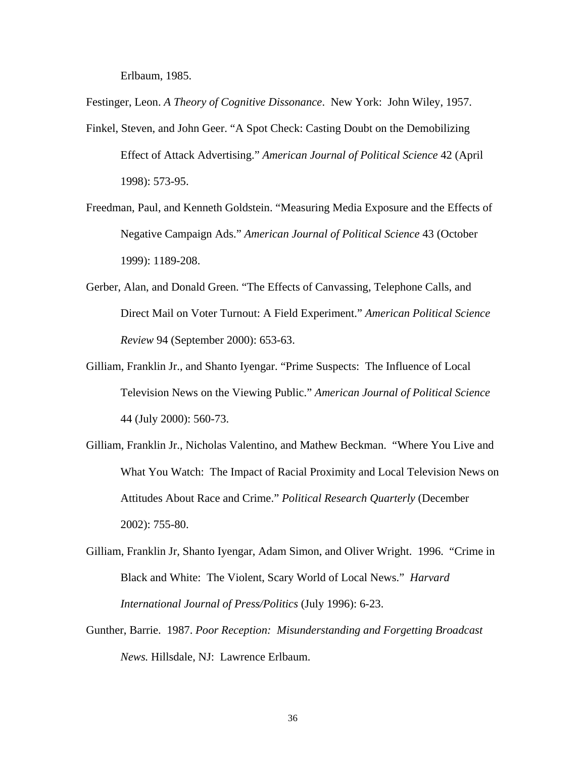Erlbaum, 1985.

Festinger, Leon. *A Theory of Cognitive Dissonance*. New York: John Wiley, 1957.

Finkel, Steven, and John Geer. "A Spot Check: Casting Doubt on the Demobilizing Effect of Attack Advertising." *American Journal of Political Science* 42 (April 1998): 573-95.

Freedman, Paul, and Kenneth Goldstein. "Measuring Media Exposure and the Effects of Negative Campaign Ads." *American Journal of Political Science* 43 (October 1999): 1189-208.

Gerber, Alan, and Donald Green. "The Effects of Canvassing, Telephone Calls, and Direct Mail on Voter Turnout: A Field Experiment." *American Political Science Review* 94 (September 2000): 653-63.

Gilliam, Franklin Jr., and Shanto Iyengar. "Prime Suspects: The Influence of Local Television News on the Viewing Public." *American Journal of Political Science* 44 (July 2000): 560-73.

Gilliam, Franklin Jr., Nicholas Valentino, and Mathew Beckman. "Where You Live and What You Watch: The Impact of Racial Proximity and Local Television News on Attitudes About Race and Crime." *Political Research Quarterly* (December 2002): 755-80.

Gilliam, Franklin Jr, Shanto Iyengar, Adam Simon, and Oliver Wright. 1996. "Crime in Black and White: The Violent, Scary World of Local News." *Harvard International Journal of Press/Politics* (July 1996): 6-23.

Gunther, Barrie. 1987. *Poor Reception: Misunderstanding and Forgetting Broadcast News.* Hillsdale, NJ: Lawrence Erlbaum.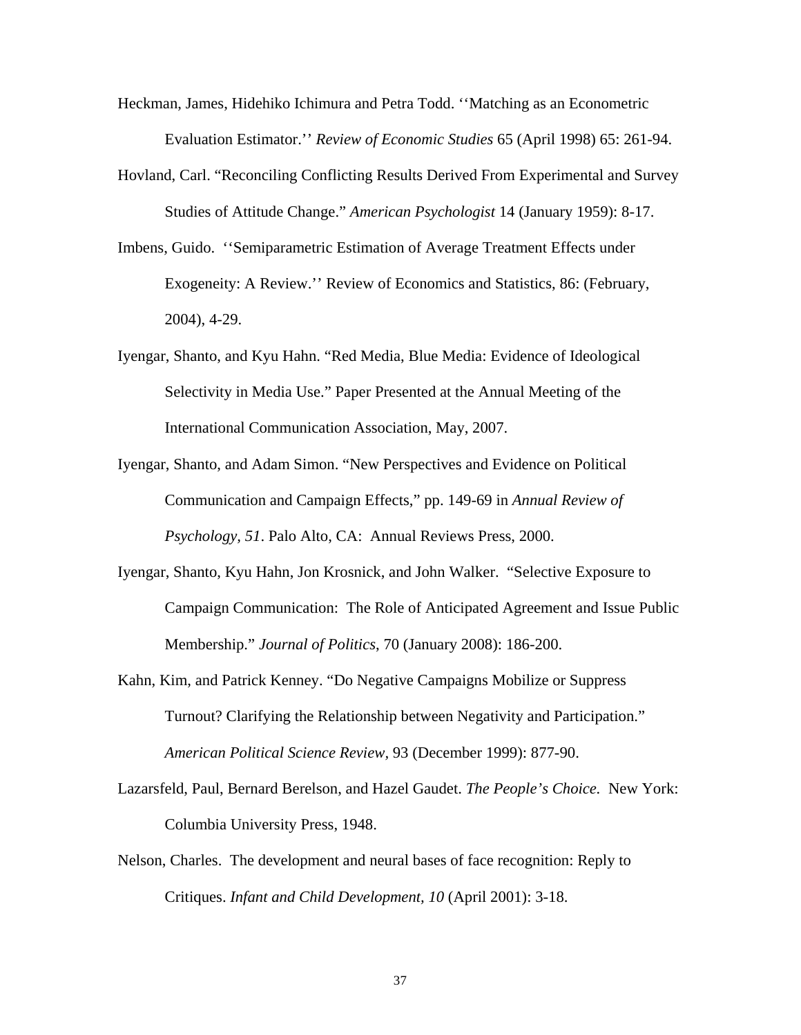Heckman, James, Hidehiko Ichimura and Petra Todd. ''Matching as an Econometric Evaluation Estimator.'' *Review of Economic Studies* 65 (April 1998) 65: 261-94.

Hovland, Carl. "Reconciling Conflicting Results Derived From Experimental and Survey Studies of Attitude Change." *American Psychologist* 14 (January 1959): 8-17.

Imbens, Guido. ''Semiparametric Estimation of Average Treatment Effects under Exogeneity: A Review.'' Review of Economics and Statistics, 86: (February, 2004), 4-29.

Iyengar, Shanto, and Kyu Hahn. "Red Media, Blue Media: Evidence of Ideological Selectivity in Media Use." Paper Presented at the Annual Meeting of the International Communication Association, May, 2007.

Iyengar, Shanto, and Adam Simon. "New Perspectives and Evidence on Political Communication and Campaign Effects," pp. 149-69 in *Annual Review of Psychology, 51*. Palo Alto, CA: Annual Reviews Press, 2000.

Iyengar, Shanto, Kyu Hahn, Jon Krosnick, and John Walker. "Selective Exposure to Campaign Communication: The Role of Anticipated Agreement and Issue Public Membership." *Journal of Politics*, 70 (January 2008): 186-200.

Kahn, Kim, and Patrick Kenney. "Do Negative Campaigns Mobilize or Suppress Turnout? Clarifying the Relationship between Negativity and Participation." *American Political Science Review*, 93 (December 1999): 877-90.

Lazarsfeld, Paul, Bernard Berelson, and Hazel Gaudet. *The People's Choice*. New York: Columbia University Press, 1948.

Nelson, Charles. The development and neural bases of face recognition: Reply to Critiques. *Infant and Child Development, 10* (April 2001): 3-18.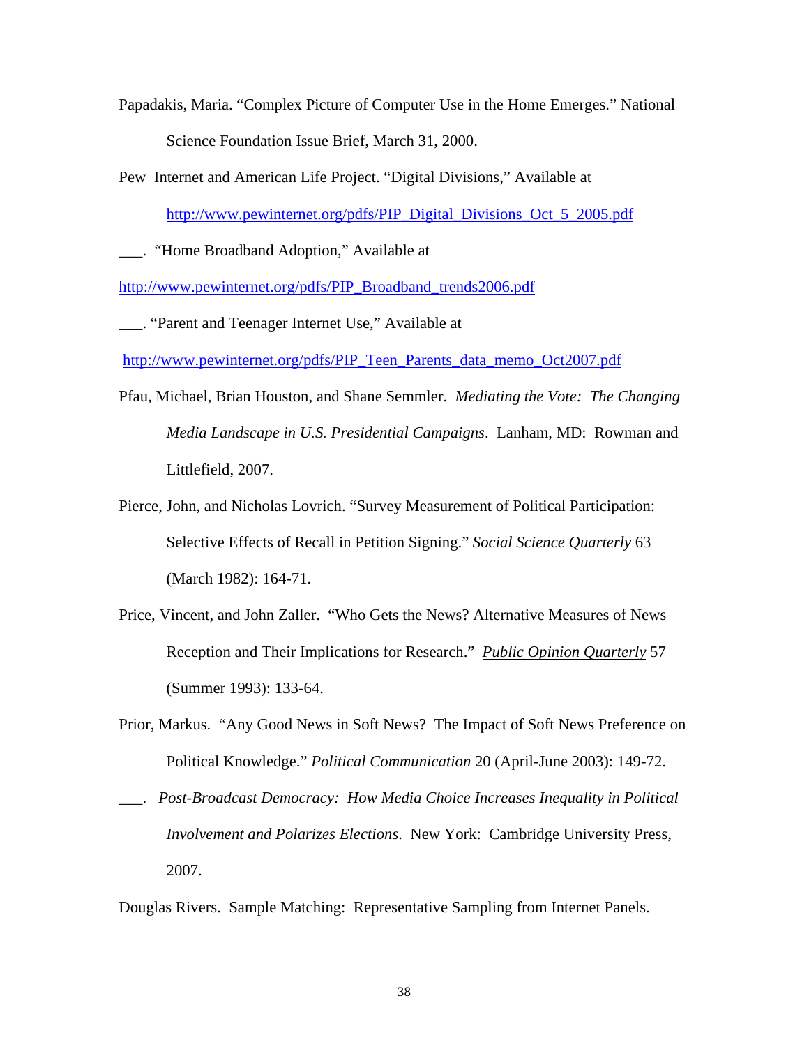Papadakis, Maria. "Complex Picture of Computer Use in the Home Emerges." National Science Foundation Issue Brief, March 31, 2000.

Pew Internet and American Life Project. "Digital Divisions," Available at http://www.pewinternet.org/pdfs/PIP_Digital_Divisions_Oct_5_2005.pdf

___. "Home Broadband Adoption," Available at http://www.pewinternet.org/pdfs/PIP_Broadband_trends2006.pdf

___. "Parent and Teenager Internet Use," Available at http://www.pewinternet.org/pdfs/PIP_Teen_Parents_data_memo_Oct2007.pdf

Pfau, Michael, Brian Houston, and Shane Semmler. *Mediating the Vote: The Changing Media Landscape in U.S. Presidential Campaigns*. Lanham, MD: Rowman and Littlefield, 2007.

Pierce, John, and Nicholas Lovrich. "Survey Measurement of Political Participation: Selective Effects of Recall in Petition Signing." *Social Science Quarterly* 63 (March 1982): 164-71.

Price, Vincent, and John Zaller. "Who Gets the News? Alternative Measures of News Reception and Their Implications for Research." *Public Opinion Quarterly* 57 (Summer 1993): 133-64.

Prior, Markus. "Any Good News in Soft News? The Impact of Soft News Preference on Political Knowledge." *Political Communication* 20 (April-June 2003): 149-72.

___. *Post-Broadcast Democracy: How Media Choice Increases Inequality in Political Involvement and Polarizes Elections*. New York: Cambridge University Press, 2007.

Douglas Rivers. Sample Matching: Representative Sampling from Internet Panels.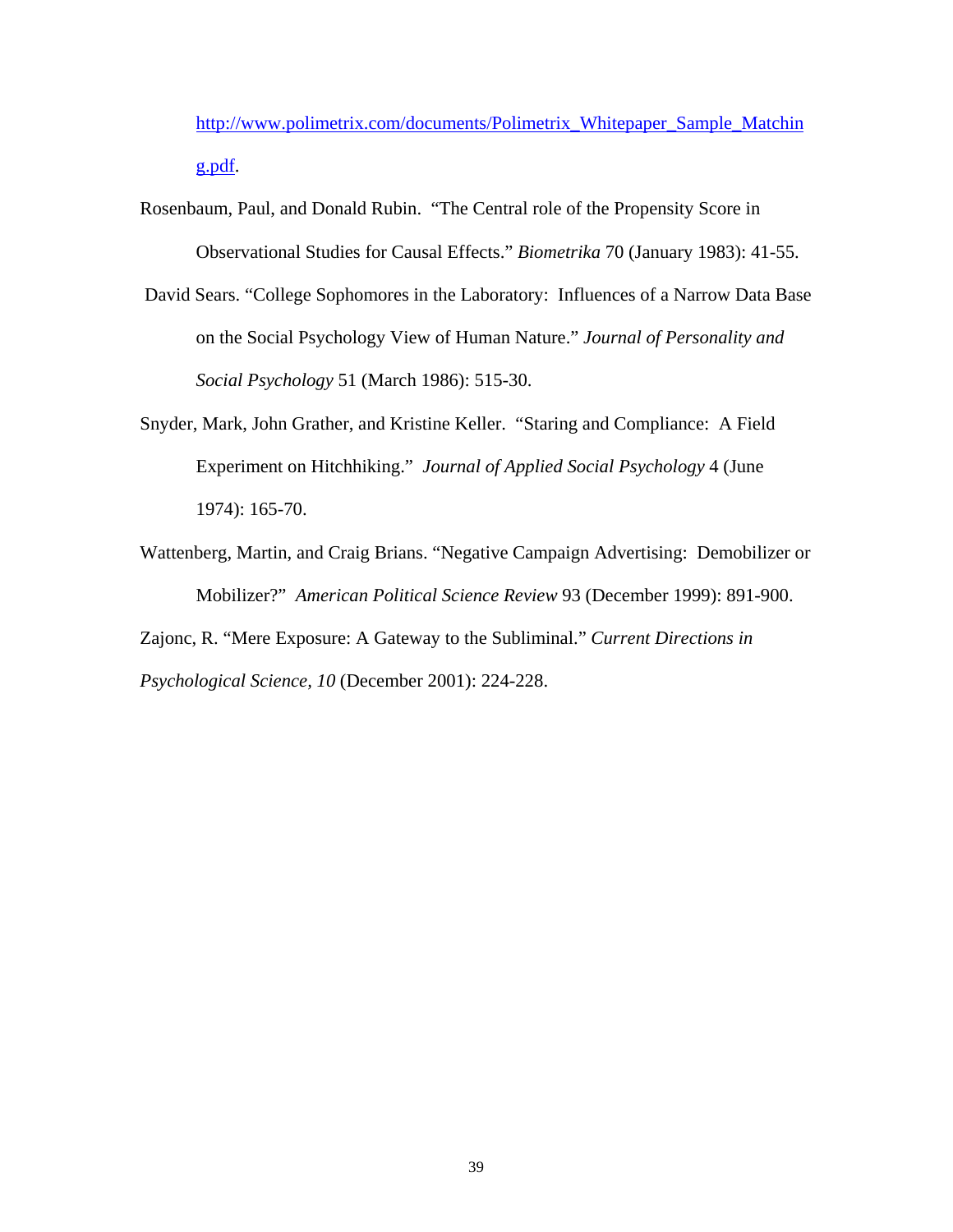http://www.polimetrix.com/documents/Polimetrix_Whitepaper_Sample_Matching.pdf.

Rosenbaum, Paul, and Donald Rubin. "The Central role of the Propensity Score in Observational Studies for Causal Effects." *Biometrika* 70 (January 1983): 41-55.

David Sears. "College Sophomores in the Laboratory: Influences of a Narrow Data Base on the Social Psychology View of Human Nature." *Journal of Personality and Social Psychology* 51 (March 1986): 515-30.

Snyder, Mark, John Grather, and Kristine Keller. "Staring and Compliance: A Field Experiment on Hitchhiking." *Journal of Applied Social Psychology* 4 (June 1974): 165-70.

Wattenberg, Martin, and Craig Brians. "Negative Campaign Advertising: Demobilizer or Mobilizer?" *American Political Science Review* 93 (December 1999): 891-900.

Zajonc, R. "Mere Exposure: A Gateway to the Subliminal." *Current Directions in Psychological Science, 10* (December 2001): 224-228.